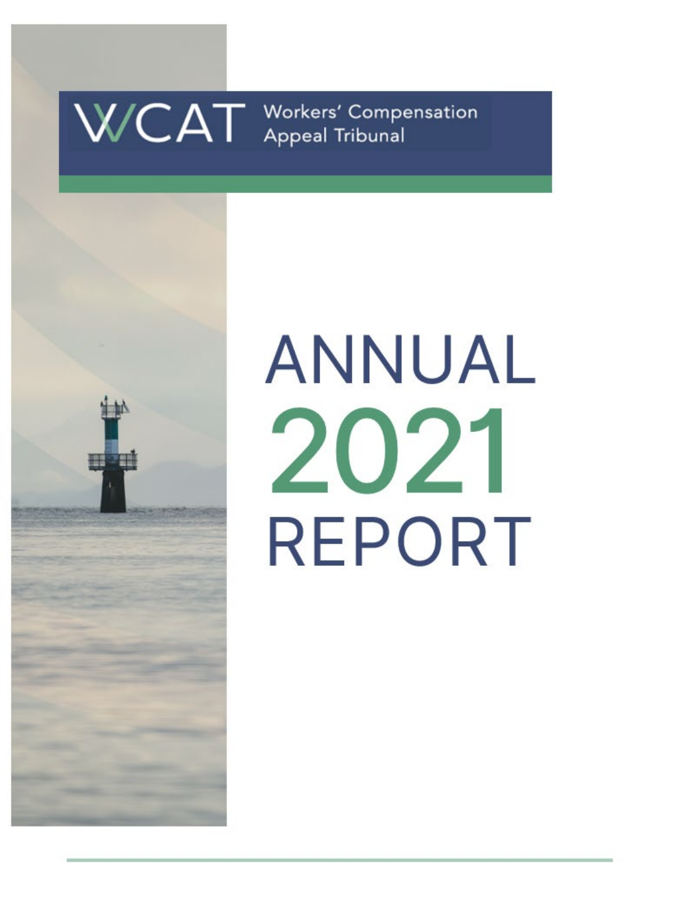WCAT Workers' Compensation Appeal Tribunal

# ANNUAL 2021 REPORT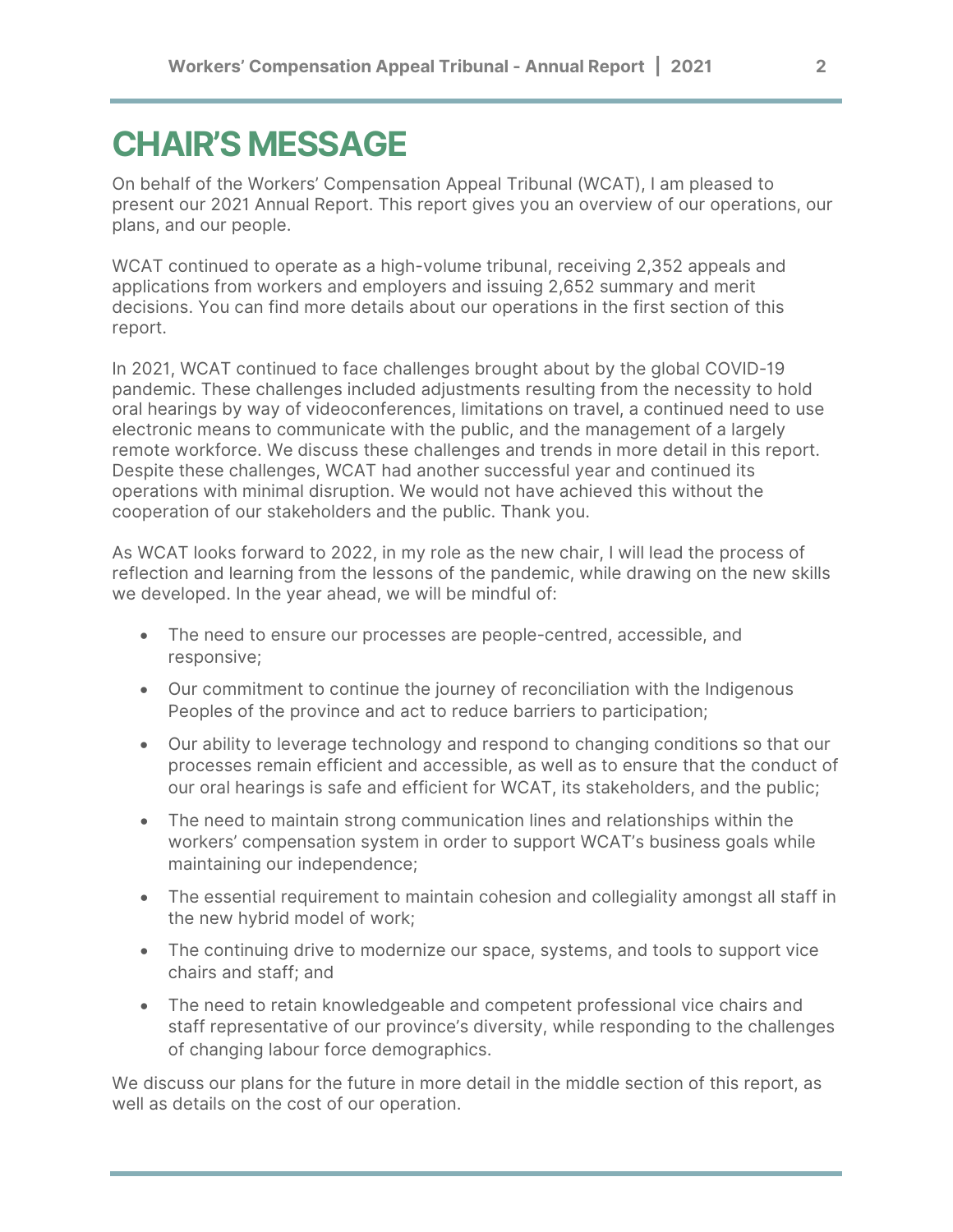# CHAIR'S MESSAGE

On behalf of the Workers' Compensation Appeal Tribunal (WCAT), I am pleased to present our 2021 Annual Report. This report gives you an overview of our operations, our plans, and our people.

WCAT continued to operate as a high-volume tribunal, receiving 2,352 appeals and applications from workers and employers and issuing 2,652 summary and merit decisions. You can find more details about our operations in the first section of this report.

In 2021, WCAT continued to face challenges brought about by the global COVID-19 pandemic. These challenges included adjustments resulting from the necessity to hold oral hearings by way of videoconferences, limitations on travel, a continued need to use electronic means to communicate with the public, and the management of a largely remote workforce. We discuss these challenges and trends in more detail in this report. Despite these challenges, WCAT had another successful year and continued its operations with minimal disruption. We would not have achieved this without the cooperation of our stakeholders and the public. Thank you.

As WCAT looks forward to 2022, in my role as the new chair, I will lead the process of reflection and learning from the lessons of the pandemic, while drawing on the new skills we developed. In the year ahead, we will be mindful of:

- The need to ensure our processes are people-centred, accessible, and responsive;
- Our commitment to continue the journey of reconciliation with the Indigenous Peoples of the province and act to reduce barriers to participation;
- Our ability to leverage technology and respond to changing conditions so that our processes remain efficient and accessible, as well as to ensure that the conduct of our oral hearings is safe and efficient for WCAT, its stakeholders, and the public;
- The need to maintain strong communication lines and relationships within the workers' compensation system in order to support WCAT's business goals while maintaining our independence;
- The essential requirement to maintain cohesion and collegiality amongst all staff in the new hybrid model of work;
- The continuing drive to modernize our space, systems, and tools to support vice chairs and staff; and
- The need to retain knowledgeable and competent professional vice chairs and staff representative of our province's diversity, while responding to the challenges of changing labour force demographics.

We discuss our plans for the future in more detail in the middle section of this report, as well as details on the cost of our operation.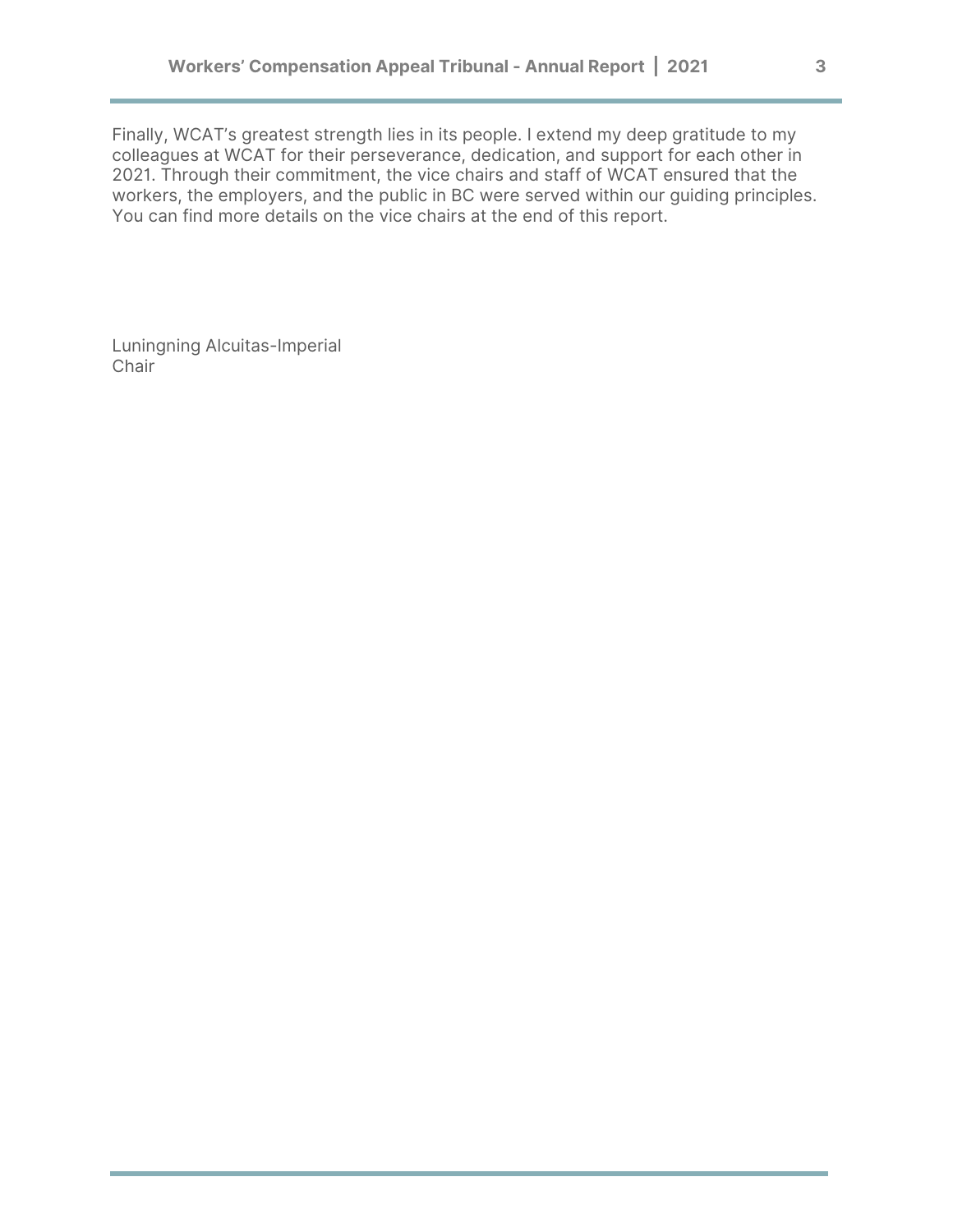Finally, WCAT's greatest strength lies in its people. I extend my deep gratitude to my colleagues at WCAT for their perseverance, dedication, and support for each other in 2021. Through their commitment, the vice chairs and staff of WCAT ensured that the workers, the employers, and the public in BC were served within our guiding principles. You can find more details on the vice chairs at the end of this report.

Luningning Alcuitas-Imperial
Chair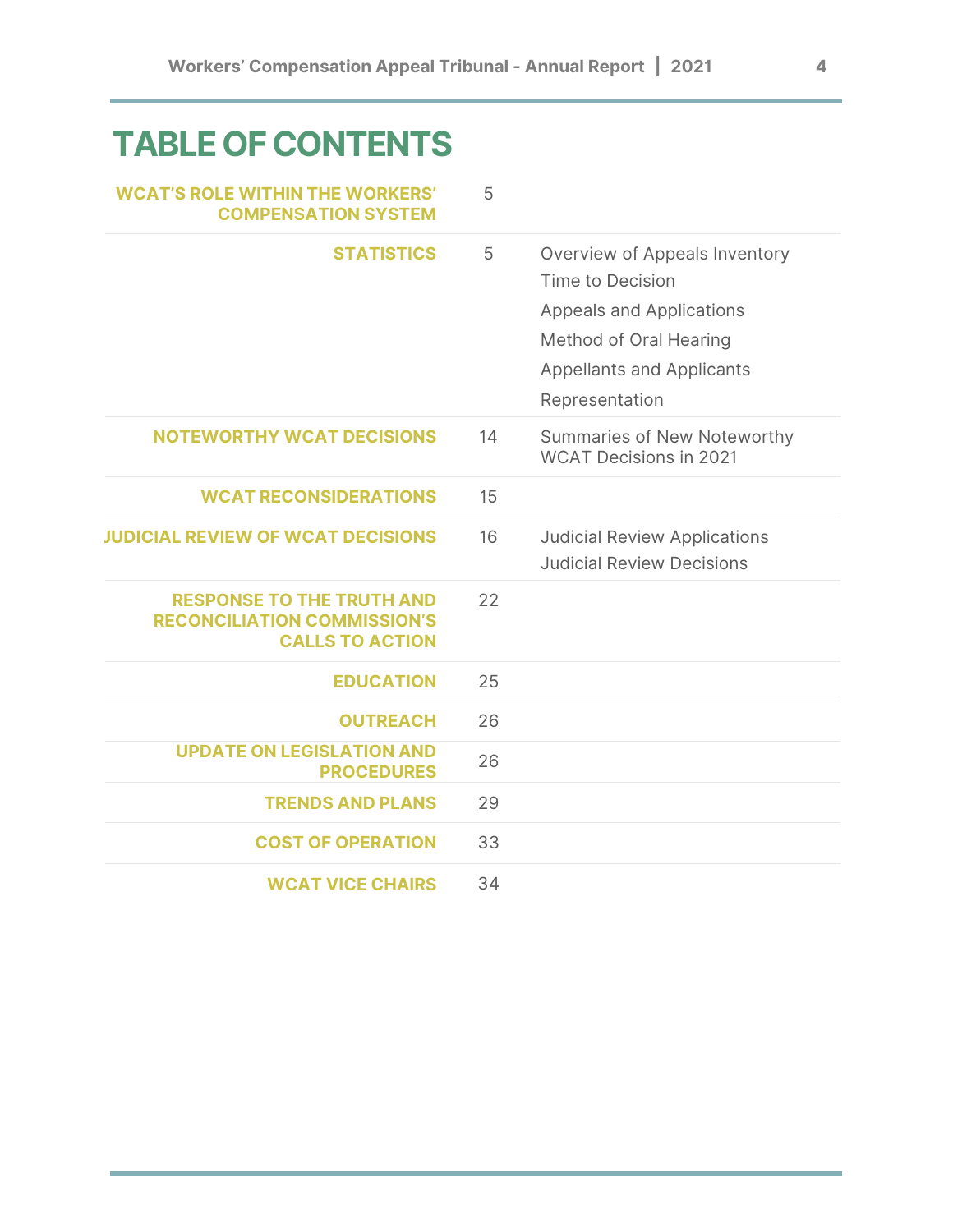# TABLE OF CONTENTS

| Section | Page | Subsections |
|---|---|---|
| **WCAT'S ROLE WITHIN THE WORKERS' COMPENSATION SYSTEM** | 5 | |
| **STATISTICS** | 5 | Overview of Appeals Inventory<br>Time to Decision<br>Appeals and Applications<br>Method of Oral Hearing<br>Appellants and Applicants<br>Representation |
| **NOTEWORTHY WCAT DECISIONS** | 14 | Summaries of New Noteworthy WCAT Decisions in 2021 |
| **WCAT RECONSIDERATIONS** | 15 | |
| **JUDICIAL REVIEW OF WCAT DECISIONS** | 16 | Judicial Review Applications<br>Judicial Review Decisions |
| **RESPONSE TO THE TRUTH AND RECONCILIATION COMMISSION'S CALLS TO ACTION** | 22 | |
| **EDUCATION** | 25 | |
| **OUTREACH** | 26 | |
| **UPDATE ON LEGISLATION AND PROCEDURES** | 26 | |
| **TRENDS AND PLANS** | 29 | |
| **COST OF OPERATION** | 33 | |
| **WCAT VICE CHAIRS** | 34 | |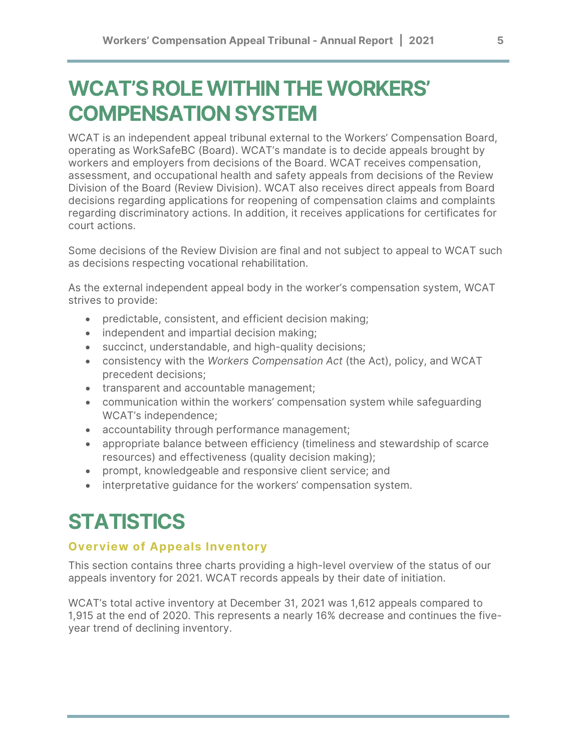# WCAT'S ROLE WITHIN THE WORKERS' COMPENSATION SYSTEM

WCAT is an independent appeal tribunal external to the Workers' Compensation Board, operating as WorkSafeBC (Board). WCAT's mandate is to decide appeals brought by workers and employers from decisions of the Board. WCAT receives compensation, assessment, and occupational health and safety appeals from decisions of the Review Division of the Board (Review Division). WCAT also receives direct appeals from Board decisions regarding applications for reopening of compensation claims and complaints regarding discriminatory actions. In addition, it receives applications for certificates for court actions.

Some decisions of the Review Division are final and not subject to appeal to WCAT such as decisions respecting vocational rehabilitation.

As the external independent appeal body in the worker's compensation system, WCAT strives to provide:

- predictable, consistent, and efficient decision making;
- independent and impartial decision making;
- succinct, understandable, and high-quality decisions;
- consistency with the *Workers Compensation Act* (the Act), policy, and WCAT precedent decisions;
- transparent and accountable management;
- communication within the workers' compensation system while safeguarding WCAT's independence;
- accountability through performance management;
- appropriate balance between efficiency (timeliness and stewardship of scarce resources) and effectiveness (quality decision making);
- prompt, knowledgeable and responsive client service; and
- interpretative guidance for the workers' compensation system.

# STATISTICS

### Overview of Appeals Inventory

This section contains three charts providing a high-level overview of the status of our appeals inventory for 2021. WCAT records appeals by their date of initiation.

WCAT's total active inventory at December 31, 2021 was 1,612 appeals compared to 1,915 at the end of 2020. This represents a nearly 16% decrease and continues the five-year trend of declining inventory.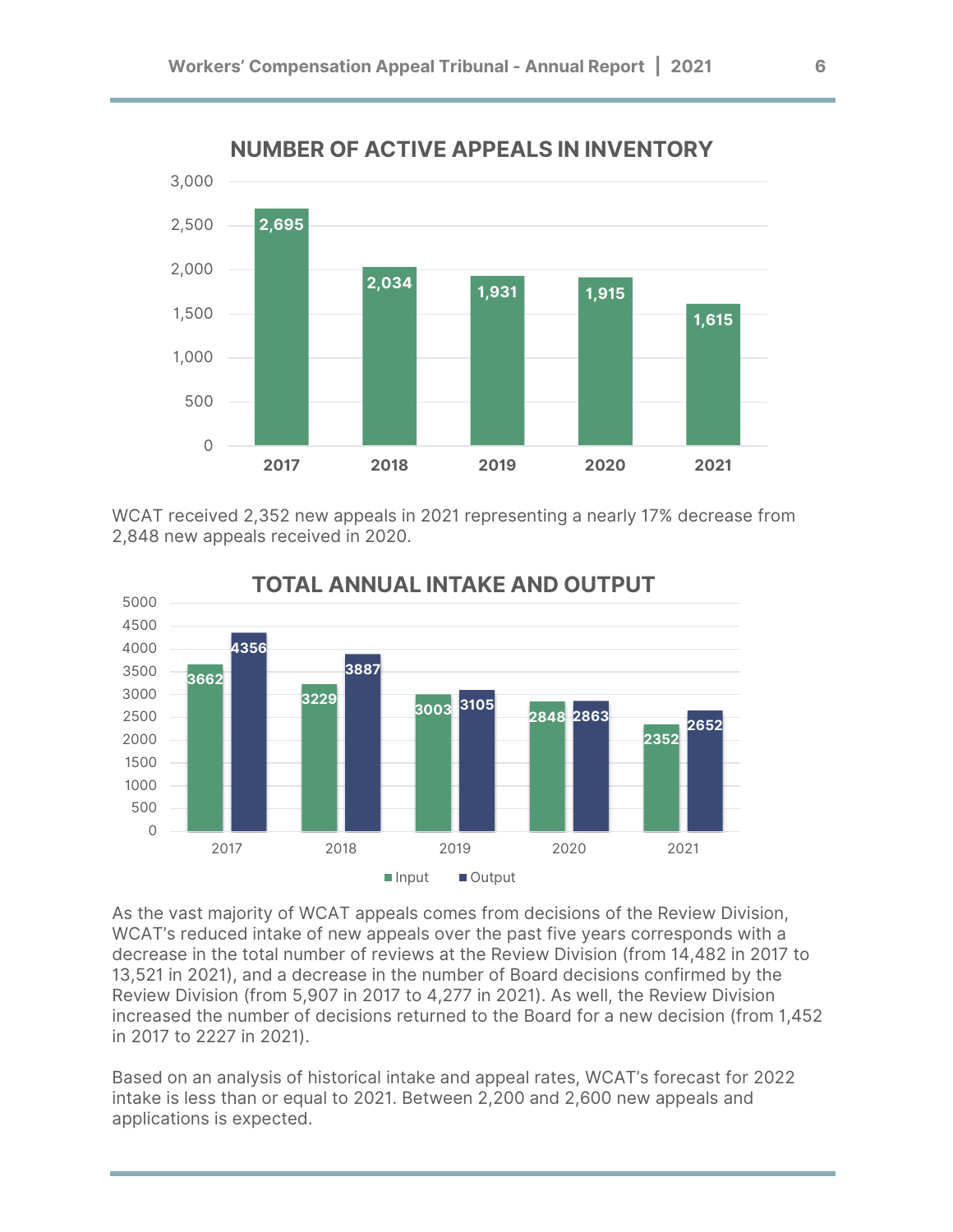## NUMBER OF ACTIVE APPEALS IN INVENTORY

| Year | Active Appeals |
|---|---|
| 2017 | 2,695 |
| 2018 | 2,034 |
| 2019 | 1,931 |
| 2020 | 1,915 |
| 2021 | 1,615 |

WCAT received 2,352 new appeals in 2021 representing a nearly 17% decrease from 2,848 new appeals received in 2020.

## TOTAL ANNUAL INTAKE AND OUTPUT

| Year | Input | Output |
|---|---|---|
| 2017 | 3662 | 4356 |
| 2018 | 3229 | 3887 |
| 2019 | 3003 | 3105 |
| 2020 | 2848 | 2863 |
| 2021 | 2352 | 2652 |

As the vast majority of WCAT appeals comes from decisions of the Review Division, WCAT's reduced intake of new appeals over the past five years corresponds with a decrease in the total number of reviews at the Review Division (from 14,482 in 2017 to 13,521 in 2021), and a decrease in the number of Board decisions confirmed by the Review Division (from 5,907 in 2017 to 4,277 in 2021). As well, the Review Division increased the number of decisions returned to the Board for a new decision (from 1,452 in 2017 to 2227 in 2021).

Based on an analysis of historical intake and appeal rates, WCAT's forecast for 2022 intake is less than or equal to 2021. Between 2,200 and 2,600 new appeals and applications is expected.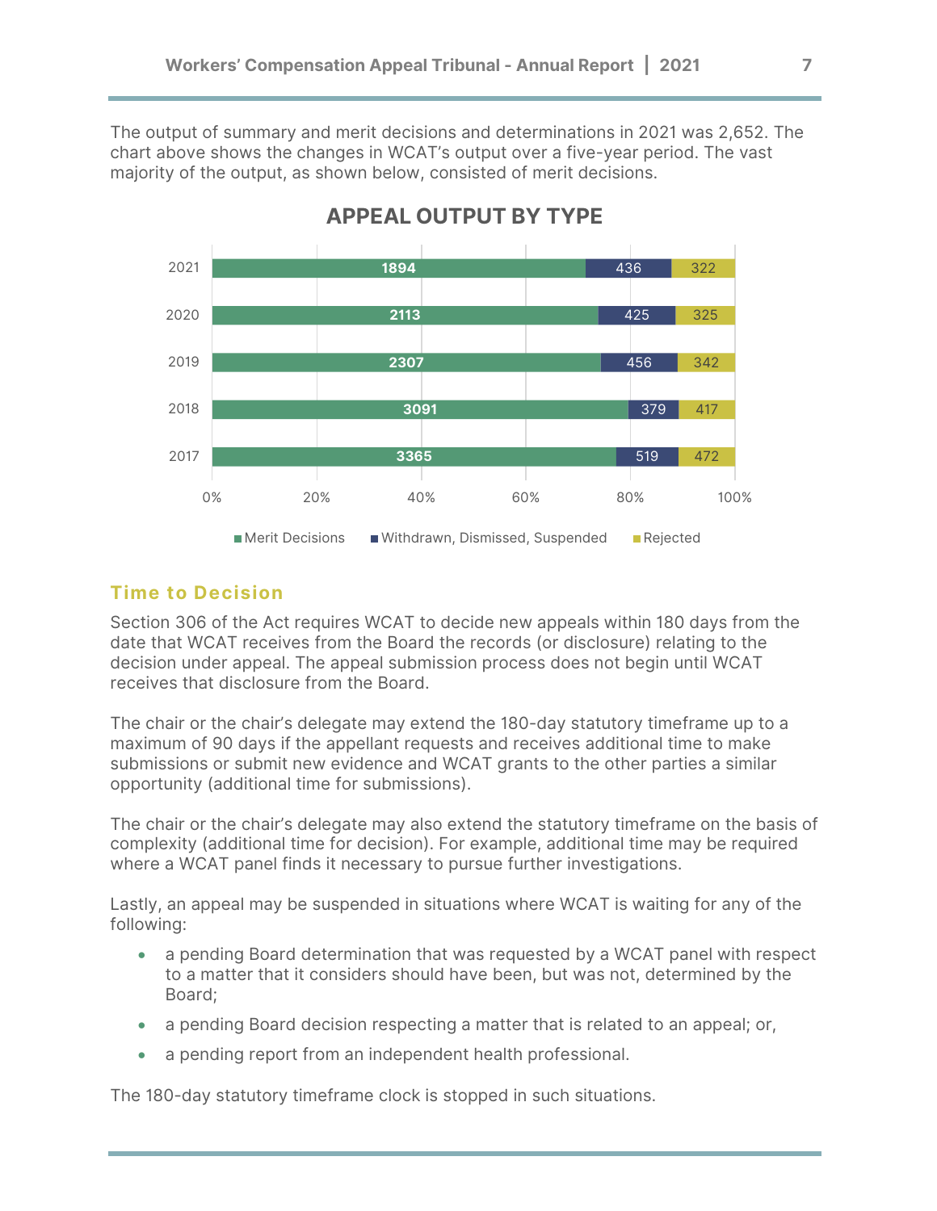The output of summary and merit decisions and determinations in 2021 was 2,652. The chart above shows the changes in WCAT's output over a five-year period. The vast majority of the output, as shown below, consisted of merit decisions.

**APPEAL OUTPUT BY TYPE**

| Year | Merit Decisions | Withdrawn, Dismissed, Suspended | Rejected |
|---|---|---|---|
| 2021 | 1894 | 436 | 322 |
| 2020 | 2113 | 425 | 325 |
| 2019 | 2307 | 456 | 342 |
| 2018 | 3091 | 379 | 417 |
| 2017 | 3365 | 519 | 472 |

## Time to Decision

Section 306 of the Act requires WCAT to decide new appeals within 180 days from the date that WCAT receives from the Board the records (or disclosure) relating to the decision under appeal. The appeal submission process does not begin until WCAT receives that disclosure from the Board.

The chair or the chair's delegate may extend the 180-day statutory timeframe up to a maximum of 90 days if the appellant requests and receives additional time to make submissions or submit new evidence and WCAT grants to the other parties a similar opportunity (additional time for submissions).

The chair or the chair's delegate may also extend the statutory timeframe on the basis of complexity (additional time for decision). For example, additional time may be required where a WCAT panel finds it necessary to pursue further investigations.

Lastly, an appeal may be suspended in situations where WCAT is waiting for any of the following:

- a pending Board determination that was requested by a WCAT panel with respect to a matter that it considers should have been, but was not, determined by the Board;
- a pending Board decision respecting a matter that is related to an appeal; or,
- a pending report from an independent health professional.

The 180-day statutory timeframe clock is stopped in such situations.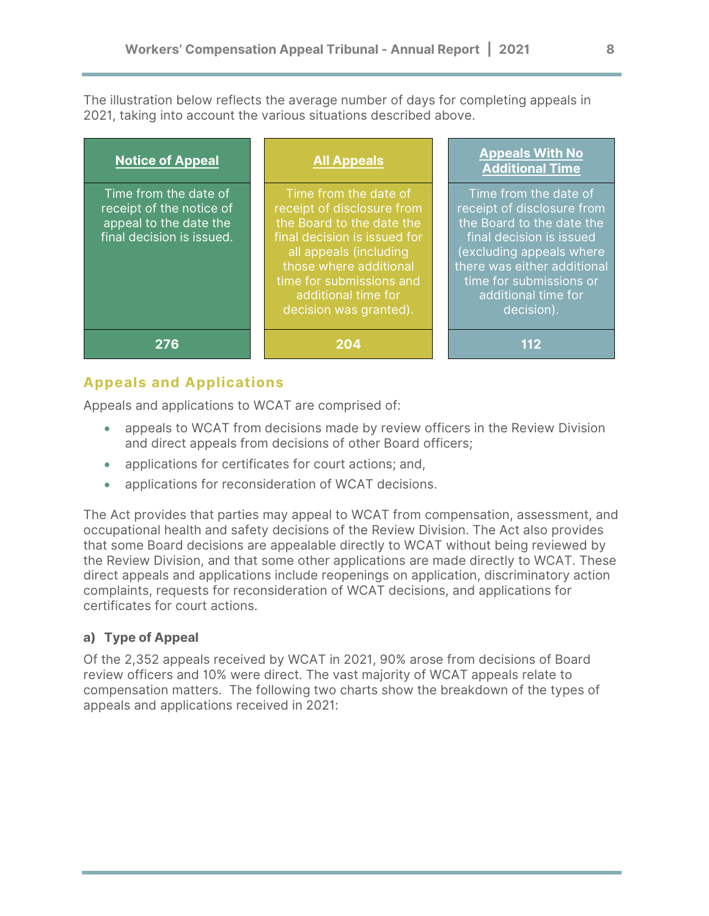The illustration below reflects the average number of days for completing appeals in 2021, taking into account the various situations described above.

| Notice of Appeal | All Appeals | Appeals With No Additional Time |
|---|---|---|
| Time from the date of receipt of the notice of appeal to the date the final decision is issued. | Time from the date of receipt of disclosure from the Board to the date the final decision is issued for all appeals (including those where additional time for submissions and additional time for decision was granted). | Time from the date of receipt of disclosure from the Board to the date the final decision is issued (excluding appeals where there was either additional time for submissions or additional time for decision). |
| **276** | **204** | **112** |

## Appeals and Applications

Appeals and applications to WCAT are comprised of:

- appeals to WCAT from decisions made by review officers in the Review Division and direct appeals from decisions of other Board officers;
- applications for certificates for court actions; and,
- applications for reconsideration of WCAT decisions.

The Act provides that parties may appeal to WCAT from compensation, assessment, and occupational health and safety decisions of the Review Division. The Act also provides that some Board decisions are appealable directly to WCAT without being reviewed by the Review Division, and that some other applications are made directly to WCAT. These direct appeals and applications include reopenings on application, discriminatory action complaints, requests for reconsideration of WCAT decisions, and applications for certificates for court actions.

### a) Type of Appeal

Of the 2,352 appeals received by WCAT in 2021, 90% arose from decisions of Board review officers and 10% were direct. The vast majority of WCAT appeals relate to compensation matters. The following two charts show the breakdown of the types of appeals and applications received in 2021: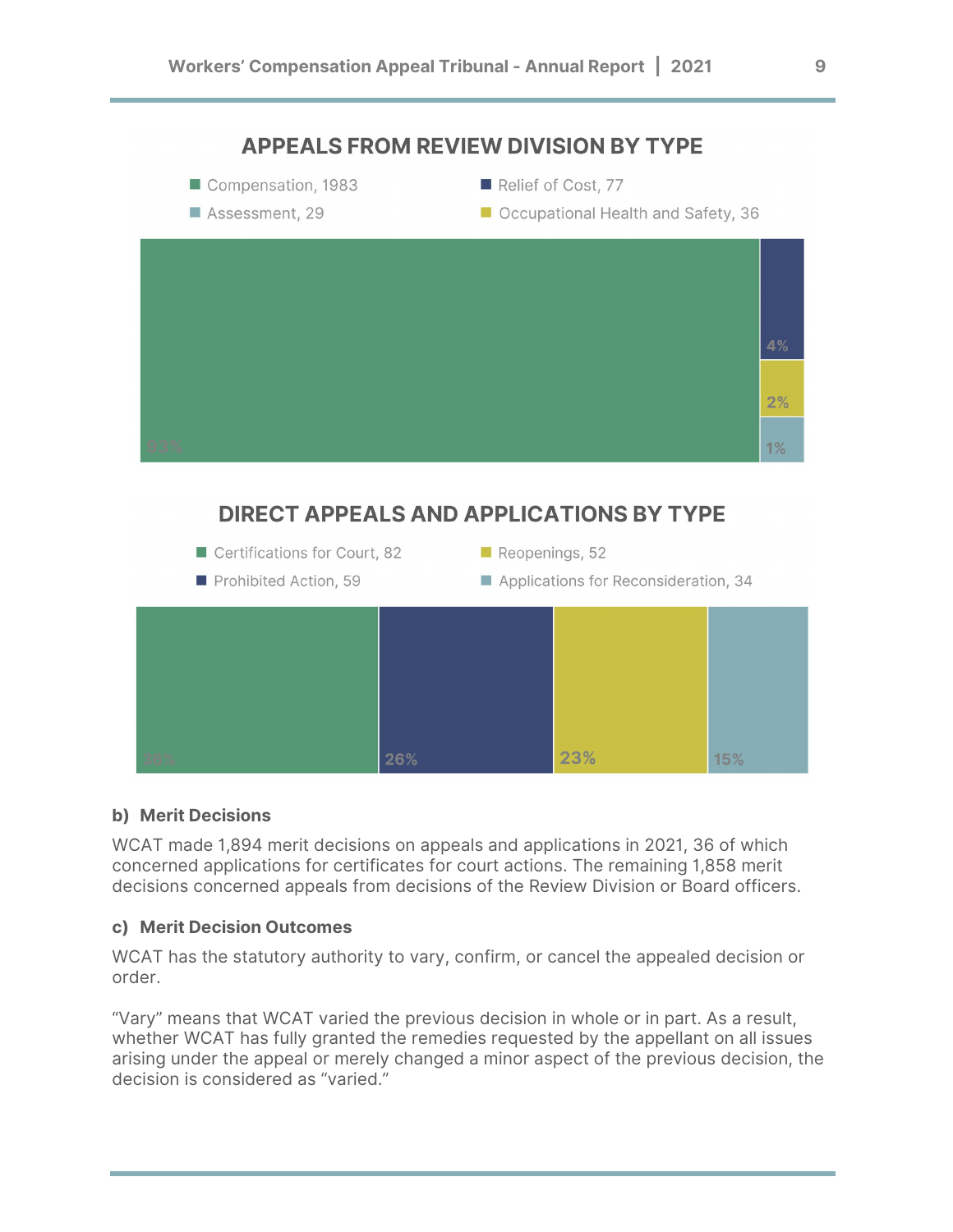## APPEALS FROM REVIEW DIVISION BY TYPE

- Compensation, 1983
- Relief of Cost, 77
- Assessment, 29
- Occupational Health and Safety, 36

93% | 4% | 2% | 1%

## DIRECT APPEALS AND APPLICATIONS BY TYPE

- Certifications for Court, 82
- Reopenings, 52
- Prohibited Action, 59
- Applications for Reconsideration, 34

36% | 26% | 23% | 15%

### b) Merit Decisions

WCAT made 1,894 merit decisions on appeals and applications in 2021, 36 of which concerned applications for certificates for court actions. The remaining 1,858 merit decisions concerned appeals from decisions of the Review Division or Board officers.

### c) Merit Decision Outcomes

WCAT has the statutory authority to vary, confirm, or cancel the appealed decision or order.

"Vary" means that WCAT varied the previous decision in whole or in part. As a result, whether WCAT has fully granted the remedies requested by the appellant on all issues arising under the appeal or merely changed a minor aspect of the previous decision, the decision is considered as "varied."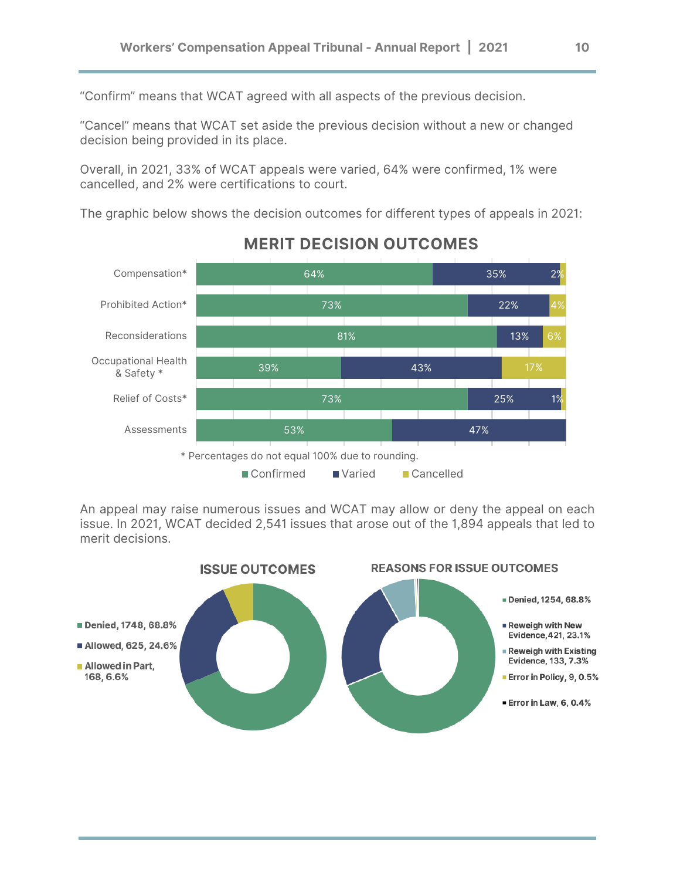"Confirm" means that WCAT agreed with all aspects of the previous decision.

"Cancel" means that WCAT set aside the previous decision without a new or changed decision being provided in its place.

Overall, in 2021, 33% of WCAT appeals were varied, 64% were confirmed, 1% were cancelled, and 2% were certifications to court.

The graphic below shows the decision outcomes for different types of appeals in 2021:

## MERIT DECISION OUTCOMES

| Appeal Type | Confirmed | Varied | Cancelled |
| --- | --- | --- | --- |
| Compensation* | 64% | 35% | 2% |
| Prohibited Action* | 73% | 22% | 4% |
| Reconsiderations | 81% | 13% | 6% |
| Occupational Health & Safety * | 39% | 43% | 17% |
| Relief of Costs* | 73% | 25% | 1% |
| Assessments | 53% | 47% | |

\* Percentages do not equal 100% due to rounding.

An appeal may raise numerous issues and WCAT may allow or deny the appeal on each issue. In 2021, WCAT decided 2,541 issues that arose out of the 1,894 appeals that led to merit decisions.

## ISSUE OUTCOMES

- **Denied, 1748, 68.8%**
- **Allowed, 625, 24.6%**
- **Allowed in Part, 168, 6.6%**

## REASONS FOR ISSUE OUTCOMES

- **Denied, 1254, 68.8%**
- **Reweigh with New Evidence, 421, 23.1%**
- **Reweigh with Existing Evidence, 133, 7.3%**
- **Error in Policy, 9, 0.5%**
- **Error in Law, 6, 0.4%**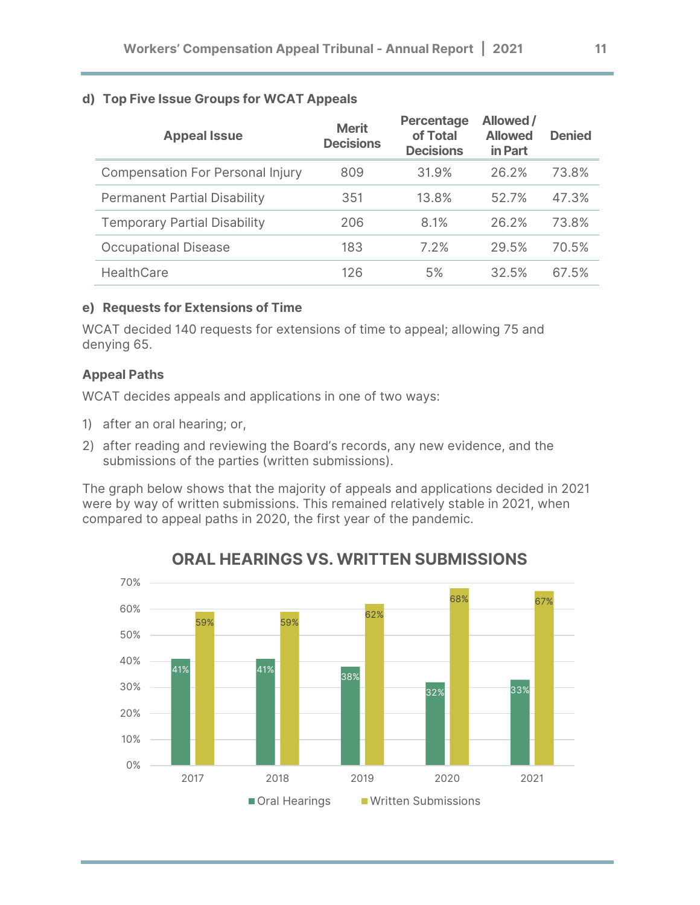#### d) Top Five Issue Groups for WCAT Appeals

| Appeal Issue | Merit Decisions | Percentage of Total Decisions | Allowed / Allowed in Part | Denied |
|---|---|---|---|---|
| Compensation For Personal Injury | 809 | 31.9% | 26.2% | 73.8% |
| Permanent Partial Disability | 351 | 13.8% | 52.7% | 47.3% |
| Temporary Partial Disability | 206 | 8.1% | 26.2% | 73.8% |
| Occupational Disease | 183 | 7.2% | 29.5% | 70.5% |
| HealthCare | 126 | 5% | 32.5% | 67.5% |

#### e) Requests for Extensions of Time

WCAT decided 140 requests for extensions of time to appeal; allowing 75 and denying 65.

### Appeal Paths

WCAT decides appeals and applications in one of two ways:

1) after an oral hearing; or,
2) after reading and reviewing the Board's records, any new evidence, and the submissions of the parties (written submissions).

The graph below shows that the majority of appeals and applications decided in 2021 were by way of written submissions. This remained relatively stable in 2021, when compared to appeal paths in 2020, the first year of the pandemic.

**ORAL HEARINGS VS. WRITTEN SUBMISSIONS**

| Year | Oral Hearings | Written Submissions |
|---|---|---|
| 2017 | 41% | 59% |
| 2018 | 41% | 59% |
| 2019 | 38% | 62% |
| 2020 | 32% | 68% |
| 2021 | 33% | 67% |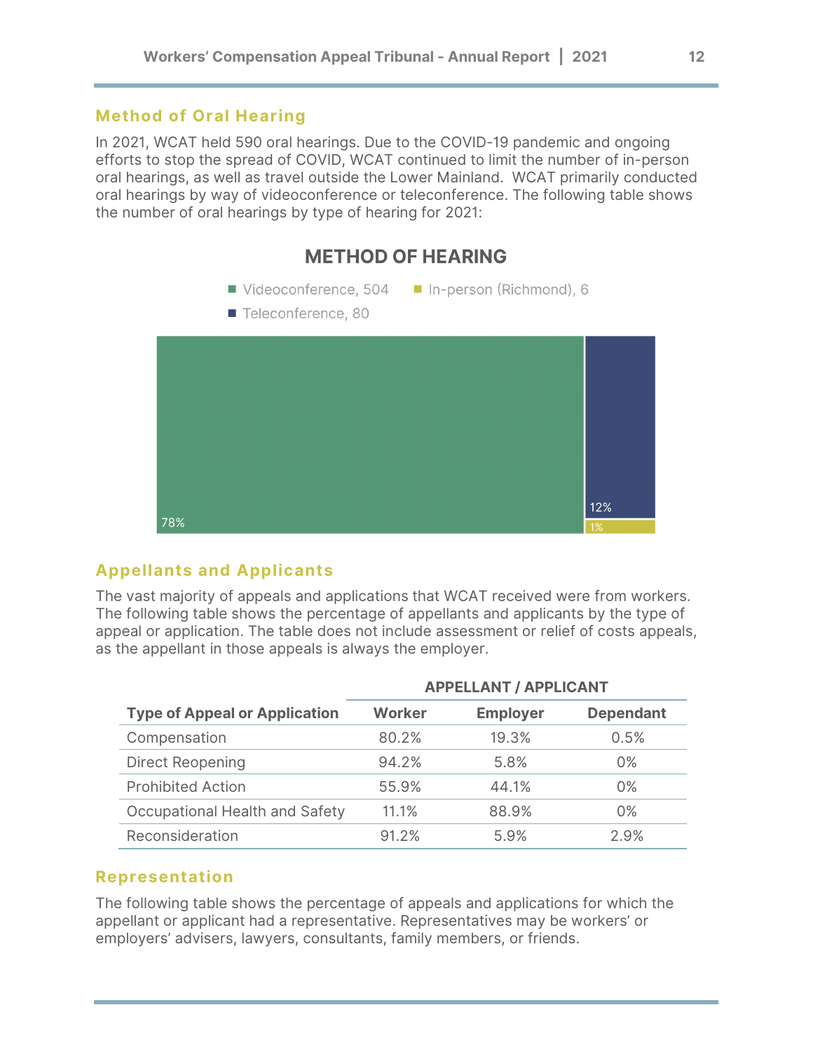## Method of Oral Hearing

In 2021, WCAT held 590 oral hearings. Due to the COVID-19 pandemic and ongoing efforts to stop the spread of COVID, WCAT continued to limit the number of in-person oral hearings, as well as travel outside the Lower Mainland. WCAT primarily conducted oral hearings by way of videoconference or teleconference. The following table shows the number of oral hearings by type of hearing for 2021:

**METHOD OF HEARING**

| Method | Number | Percentage |
|---|---|---|
| Videoconference | 504 | 78% |
| Teleconference | 80 | 12% |
| In-person (Richmond) | 6 | 1% |

## Appellants and Applicants

The vast majority of appeals and applications that WCAT received were from workers. The following table shows the percentage of appellants and applicants by the type of appeal or application. The table does not include assessment or relief of costs appeals, as the appellant in those appeals is always the employer.

| | APPELLANT / APPLICANT | | |
|---|---|---|---|
| **Type of Appeal or Application** | **Worker** | **Employer** | **Dependant** |
| Compensation | 80.2% | 19.3% | 0.5% |
| Direct Reopening | 94.2% | 5.8% | 0% |
| Prohibited Action | 55.9% | 44.1% | 0% |
| Occupational Health and Safety | 11.1% | 88.9% | 0% |
| Reconsideration | 91.2% | 5.9% | 2.9% |

## Representation

The following table shows the percentage of appeals and applications for which the appellant or applicant had a representative. Representatives may be workers' or employers' advisers, lawyers, consultants, family members, or friends.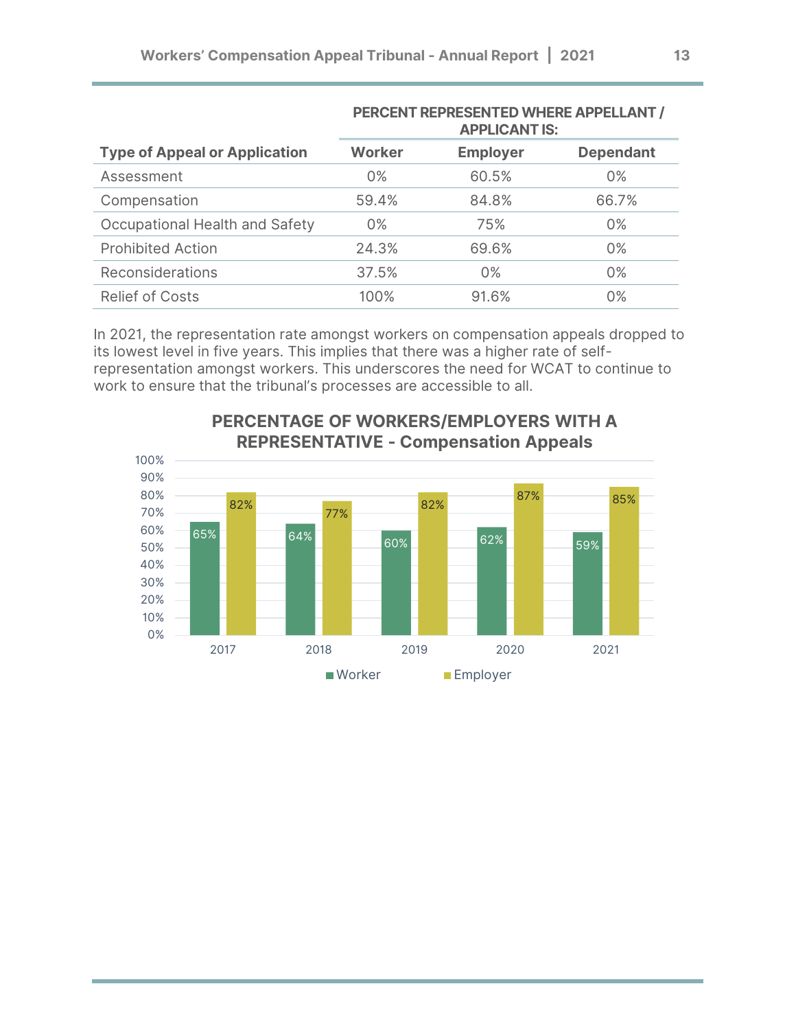| Type of Appeal or Application | PERCENT REPRESENTED WHERE APPELLANT / APPLICANT IS: | | |
|---|---|---|---|
| | **Worker** | **Employer** | **Dependant** |
| Assessment | 0% | 60.5% | 0% |
| Compensation | 59.4% | 84.8% | 66.7% |
| Occupational Health and Safety | 0% | 75% | 0% |
| Prohibited Action | 24.3% | 69.6% | 0% |
| Reconsiderations | 37.5% | 0% | 0% |
| Relief of Costs | 100% | 91.6% | 0% |

In 2021, the representation rate amongst workers on compensation appeals dropped to its lowest level in five years. This implies that there was a higher rate of self-representation amongst workers. This underscores the need for WCAT to continue to work to ensure that the tribunal's processes are accessible to all.

**PERCENTAGE OF WORKERS/EMPLOYERS WITH A REPRESENTATIVE - Compensation Appeals**

| Year | Worker | Employer |
|---|---|---|
| 2017 | 65% | 82% |
| 2018 | 64% | 77% |
| 2019 | 60% | 82% |
| 2020 | 62% | 87% |
| 2021 | 59% | 85% |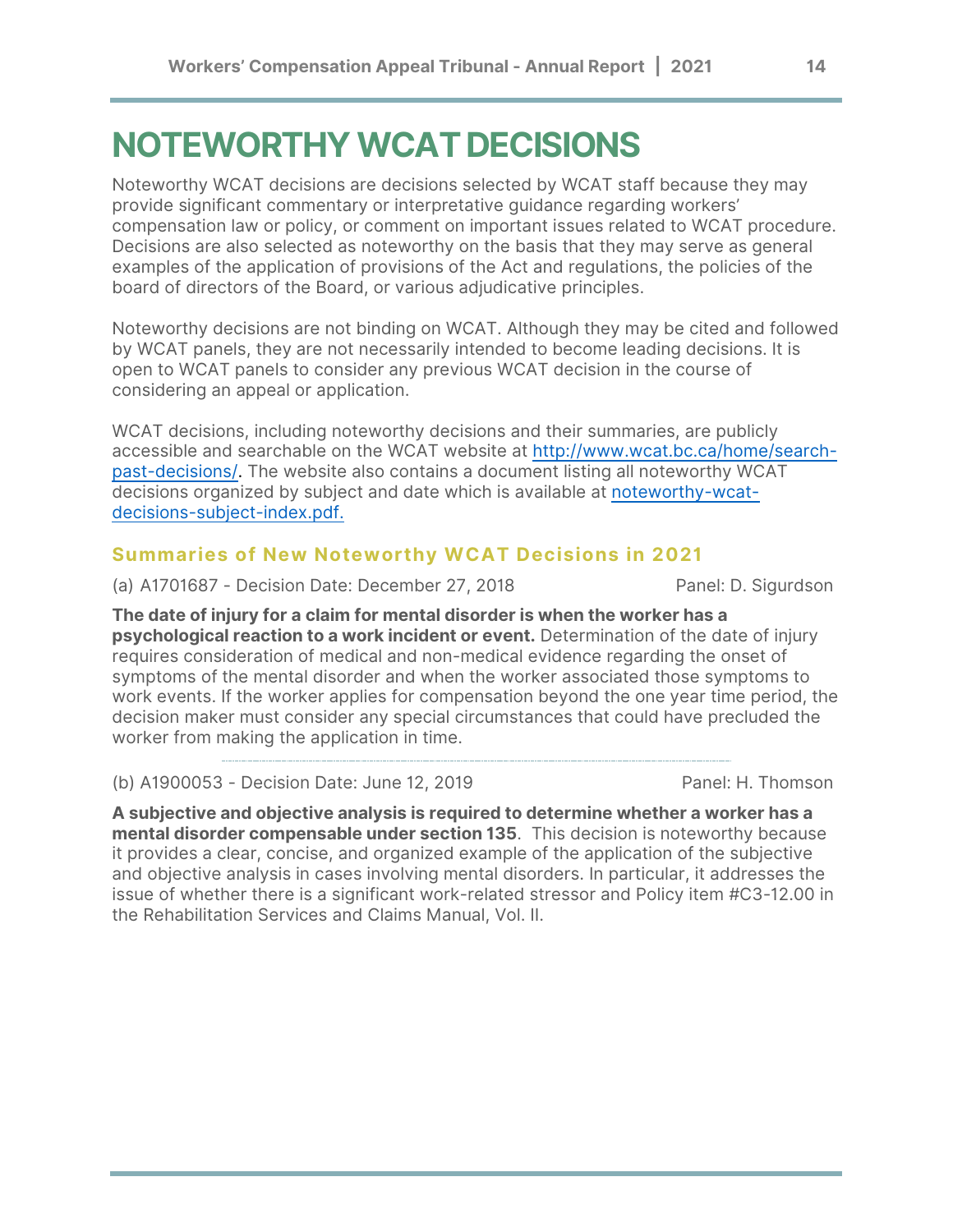# NOTEWORTHY WCAT DECISIONS

Noteworthy WCAT decisions are decisions selected by WCAT staff because they may provide significant commentary or interpretative guidance regarding workers' compensation law or policy, or comment on important issues related to WCAT procedure. Decisions are also selected as noteworthy on the basis that they may serve as general examples of the application of provisions of the Act and regulations, the policies of the board of directors of the Board, or various adjudicative principles.

Noteworthy decisions are not binding on WCAT. Although they may be cited and followed by WCAT panels, they are not necessarily intended to become leading decisions. It is open to WCAT panels to consider any previous WCAT decision in the course of considering an appeal or application.

WCAT decisions, including noteworthy decisions and their summaries, are publicly accessible and searchable on the WCAT website at [http://www.wcat.bc.ca/home/search-past-decisions/](http://www.wcat.bc.ca/home/search-past-decisions/). The website also contains a document listing all noteworthy WCAT decisions organized by subject and date which is available at [noteworthy-wcat-decisions-subject-index.pdf.](noteworthy-wcat-decisions-subject-index.pdf)

## Summaries of New Noteworthy WCAT Decisions in 2021

(a) A1701687 - Decision Date: December 27, 2018 Panel: D. Sigurdson

**The date of injury for a claim for mental disorder is when the worker has a psychological reaction to a work incident or event.** Determination of the date of injury requires consideration of medical and non-medical evidence regarding the onset of symptoms of the mental disorder and when the worker associated those symptoms to work events. If the worker applies for compensation beyond the one year time period, the decision maker must consider any special circumstances that could have precluded the worker from making the application in time.

---

(b) A1900053 - Decision Date: June 12, 2019 Panel: H. Thomson

**A subjective and objective analysis is required to determine whether a worker has a mental disorder compensable under section 135**. This decision is noteworthy because it provides a clear, concise, and organized example of the application of the subjective and objective analysis in cases involving mental disorders. In particular, it addresses the issue of whether there is a significant work-related stressor and Policy item #C3-12.00 in the Rehabilitation Services and Claims Manual, Vol. II.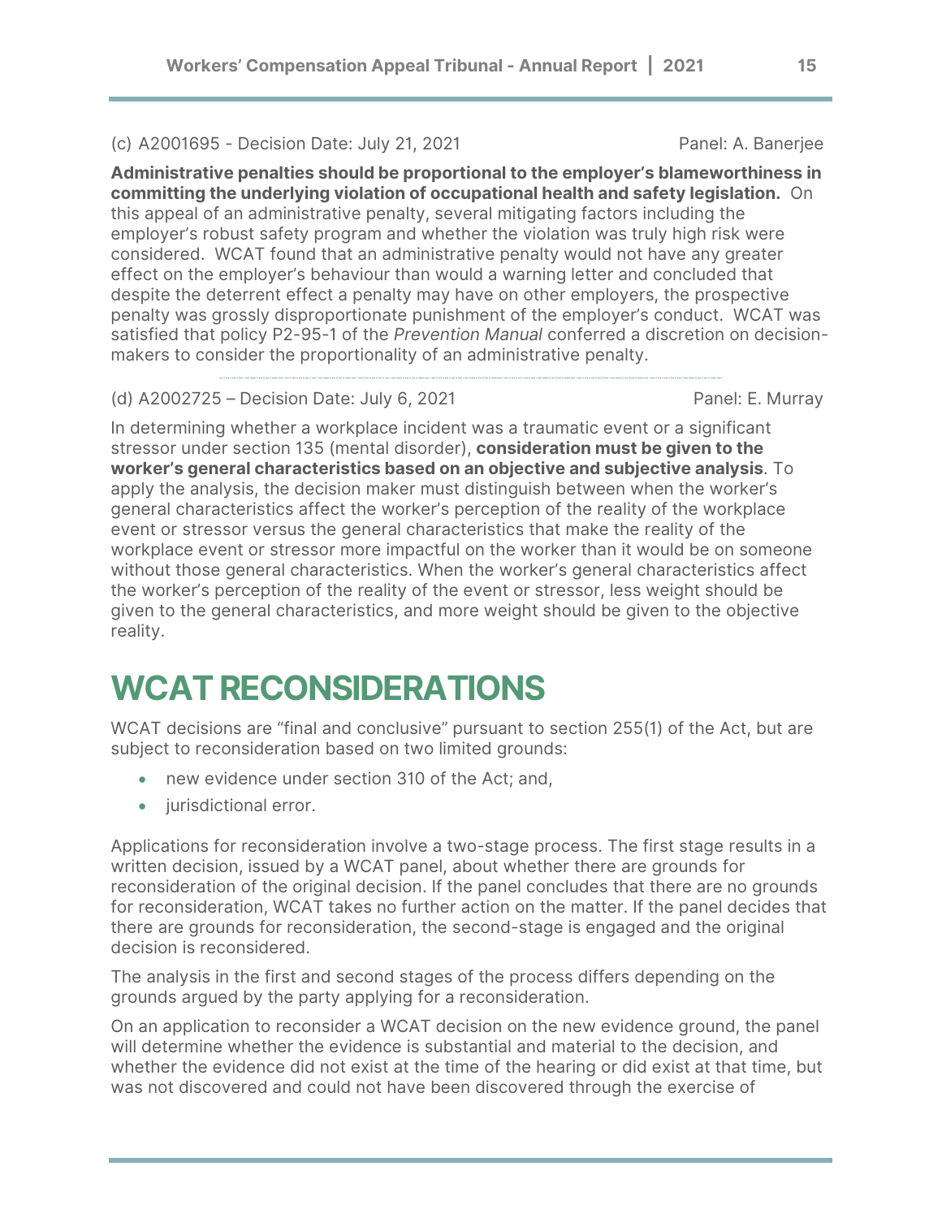(c) A2001695 - Decision Date: July 21, 2021 Panel: A. Banerjee

**Administrative penalties should be proportional to the employer's blameworthiness in committing the underlying violation of occupational health and safety legislation.** On this appeal of an administrative penalty, several mitigating factors including the employer's robust safety program and whether the violation was truly high risk were considered. WCAT found that an administrative penalty would not have any greater effect on the employer's behaviour than would a warning letter and concluded that despite the deterrent effect a penalty may have on other employers, the prospective penalty was grossly disproportionate punishment of the employer's conduct. WCAT was satisfied that policy P2-95-1 of the *Prevention Manual* conferred a discretion on decision-makers to consider the proportionality of an administrative penalty.

---

(d) A2002725 – Decision Date: July 6, 2021 Panel: E. Murray

In determining whether a workplace incident was a traumatic event or a significant stressor under section 135 (mental disorder), **consideration must be given to the worker's general characteristics based on an objective and subjective analysis**. To apply the analysis, the decision maker must distinguish between when the worker's general characteristics affect the worker's perception of the reality of the workplace event or stressor versus the general characteristics that make the reality of the workplace event or stressor more impactful on the worker than it would be on someone without those general characteristics. When the worker's general characteristics affect the worker's perception of the reality of the event or stressor, less weight should be given to the general characteristics, and more weight should be given to the objective reality.

# WCAT RECONSIDERATIONS

WCAT decisions are "final and conclusive" pursuant to section 255(1) of the Act, but are subject to reconsideration based on two limited grounds:

- new evidence under section 310 of the Act; and,
- jurisdictional error.

Applications for reconsideration involve a two-stage process. The first stage results in a written decision, issued by a WCAT panel, about whether there are grounds for reconsideration of the original decision. If the panel concludes that there are no grounds for reconsideration, WCAT takes no further action on the matter. If the panel decides that there are grounds for reconsideration, the second-stage is engaged and the original decision is reconsidered.

The analysis in the first and second stages of the process differs depending on the grounds argued by the party applying for a reconsideration.

On an application to reconsider a WCAT decision on the new evidence ground, the panel will determine whether the evidence is substantial and material to the decision, and whether the evidence did not exist at the time of the hearing or did exist at that time, but was not discovered and could not have been discovered through the exercise of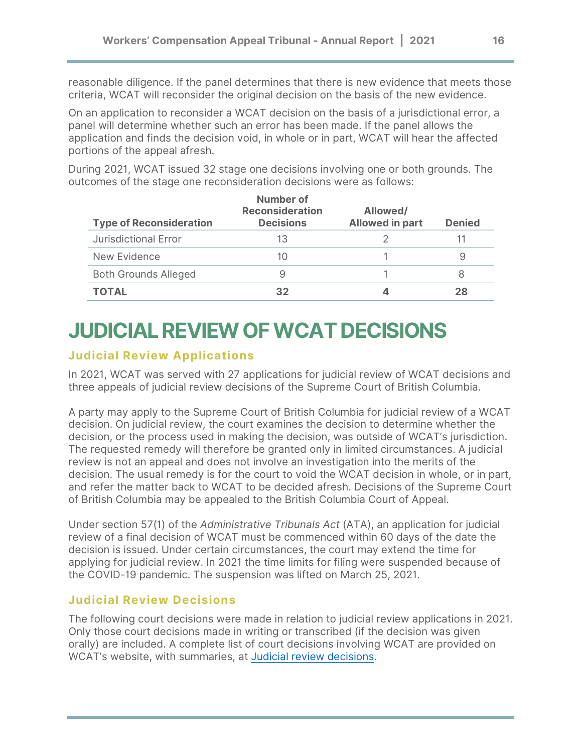reasonable diligence. If the panel determines that there is new evidence that meets those criteria, WCAT will reconsider the original decision on the basis of the new evidence.

On an application to reconsider a WCAT decision on the basis of a jurisdictional error, a panel will determine whether such an error has been made. If the panel allows the application and finds the decision void, in whole or in part, WCAT will hear the affected portions of the appeal afresh.

During 2021, WCAT issued 32 stage one decisions involving one or both grounds. The outcomes of the stage one reconsideration decisions were as follows:

| Type of Reconsideration | Number of Reconsideration Decisions | Allowed/ Allowed in part | Denied |
|---|---|---|---|
| Jurisdictional Error | 13 | 2 | 11 |
| New Evidence | 10 | 1 | 9 |
| Both Grounds Alleged | 9 | 1 | 8 |
| **TOTAL** | **32** | **4** | **28** |

# JUDICIAL REVIEW OF WCAT DECISIONS

## Judicial Review Applications

In 2021, WCAT was served with 27 applications for judicial review of WCAT decisions and three appeals of judicial review decisions of the Supreme Court of British Columbia.

A party may apply to the Supreme Court of British Columbia for judicial review of a WCAT decision. On judicial review, the court examines the decision to determine whether the decision, or the process used in making the decision, was outside of WCAT's jurisdiction. The requested remedy will therefore be granted only in limited circumstances. A judicial review is not an appeal and does not involve an investigation into the merits of the decision. The usual remedy is for the court to void the WCAT decision in whole, or in part, and refer the matter back to WCAT to be decided afresh. Decisions of the Supreme Court of British Columbia may be appealed to the British Columbia Court of Appeal.

Under section 57(1) of the *Administrative Tribunals Act* (ATA), an application for judicial review of a final decision of WCAT must be commenced within 60 days of the date the decision is issued. Under certain circumstances, the court may extend the time for applying for judicial review. In 2021 the time limits for filing were suspended because of the COVID-19 pandemic. The suspension was lifted on March 25, 2021.

## Judicial Review Decisions

The following court decisions were made in relation to judicial review applications in 2021. Only those court decisions made in writing or transcribed (if the decision was given orally) are included. A complete list of court decisions involving WCAT are provided on WCAT's website, with summaries, at Judicial review decisions.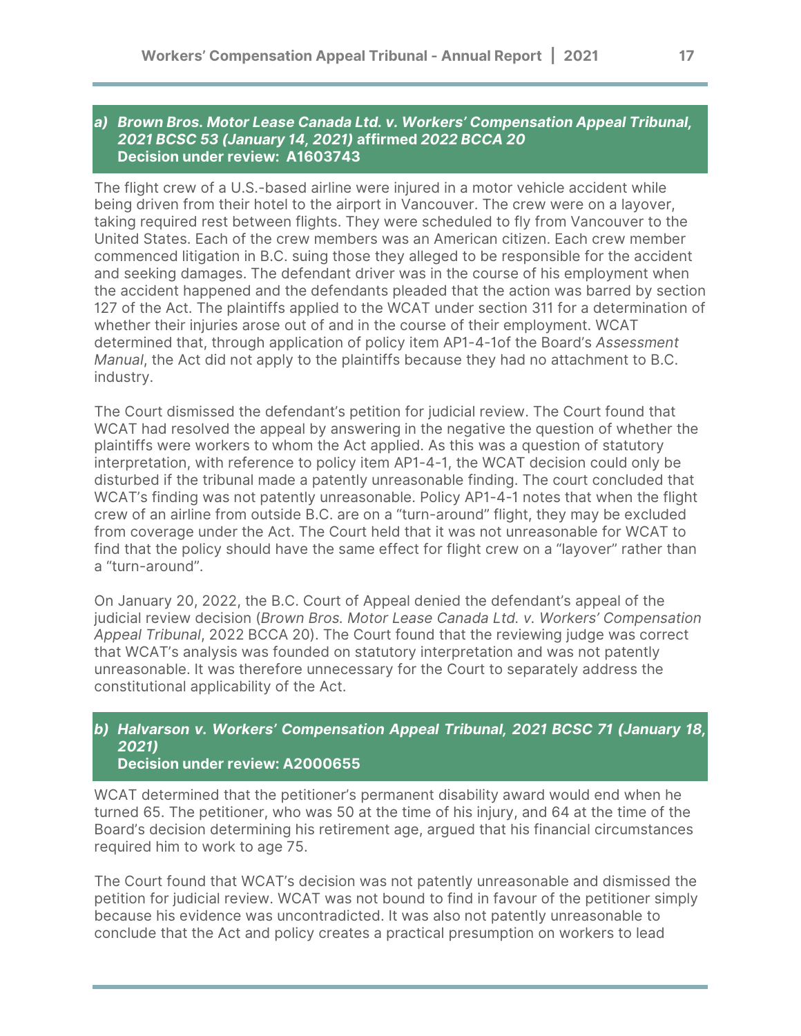### a) *Brown Bros. Motor Lease Canada Ltd. v. Workers' Compensation Appeal Tribunal, 2021 BCSC 53 (January 14, 2021)* affirmed *2022 BCCA 20*
**Decision under review: A1603743**

The flight crew of a U.S.-based airline were injured in a motor vehicle accident while being driven from their hotel to the airport in Vancouver. The crew were on a layover, taking required rest between flights. They were scheduled to fly from Vancouver to the United States. Each of the crew members was an American citizen. Each crew member commenced litigation in B.C. suing those they alleged to be responsible for the accident and seeking damages. The defendant driver was in the course of his employment when the accident happened and the defendants pleaded that the action was barred by section 127 of the Act. The plaintiffs applied to the WCAT under section 311 for a determination of whether their injuries arose out of and in the course of their employment. WCAT determined that, through application of policy item AP1-4-1of the Board's *Assessment Manual*, the Act did not apply to the plaintiffs because they had no attachment to B.C. industry.

The Court dismissed the defendant's petition for judicial review. The Court found that WCAT had resolved the appeal by answering in the negative the question of whether the plaintiffs were workers to whom the Act applied. As this was a question of statutory interpretation, with reference to policy item AP1-4-1, the WCAT decision could only be disturbed if the tribunal made a patently unreasonable finding. The court concluded that WCAT's finding was not patently unreasonable. Policy AP1-4-1 notes that when the flight crew of an airline from outside B.C. are on a "turn-around" flight, they may be excluded from coverage under the Act. The Court held that it was not unreasonable for WCAT to find that the policy should have the same effect for flight crew on a "layover" rather than a "turn-around".

On January 20, 2022, the B.C. Court of Appeal denied the defendant's appeal of the judicial review decision (*Brown Bros. Motor Lease Canada Ltd. v. Workers' Compensation Appeal Tribunal*, 2022 BCCA 20). The Court found that the reviewing judge was correct that WCAT's analysis was founded on statutory interpretation and was not patently unreasonable. It was therefore unnecessary for the Court to separately address the constitutional applicability of the Act.

### b) *Halvarson v. Workers' Compensation Appeal Tribunal, 2021 BCSC 71 (January 18, 2021)*
**Decision under review: A2000655**

WCAT determined that the petitioner's permanent disability award would end when he turned 65. The petitioner, who was 50 at the time of his injury, and 64 at the time of the Board's decision determining his retirement age, argued that his financial circumstances required him to work to age 75.

The Court found that WCAT's decision was not patently unreasonable and dismissed the petition for judicial review. WCAT was not bound to find in favour of the petitioner simply because his evidence was uncontradicted. It was also not patently unreasonable to conclude that the Act and policy creates a practical presumption on workers to lead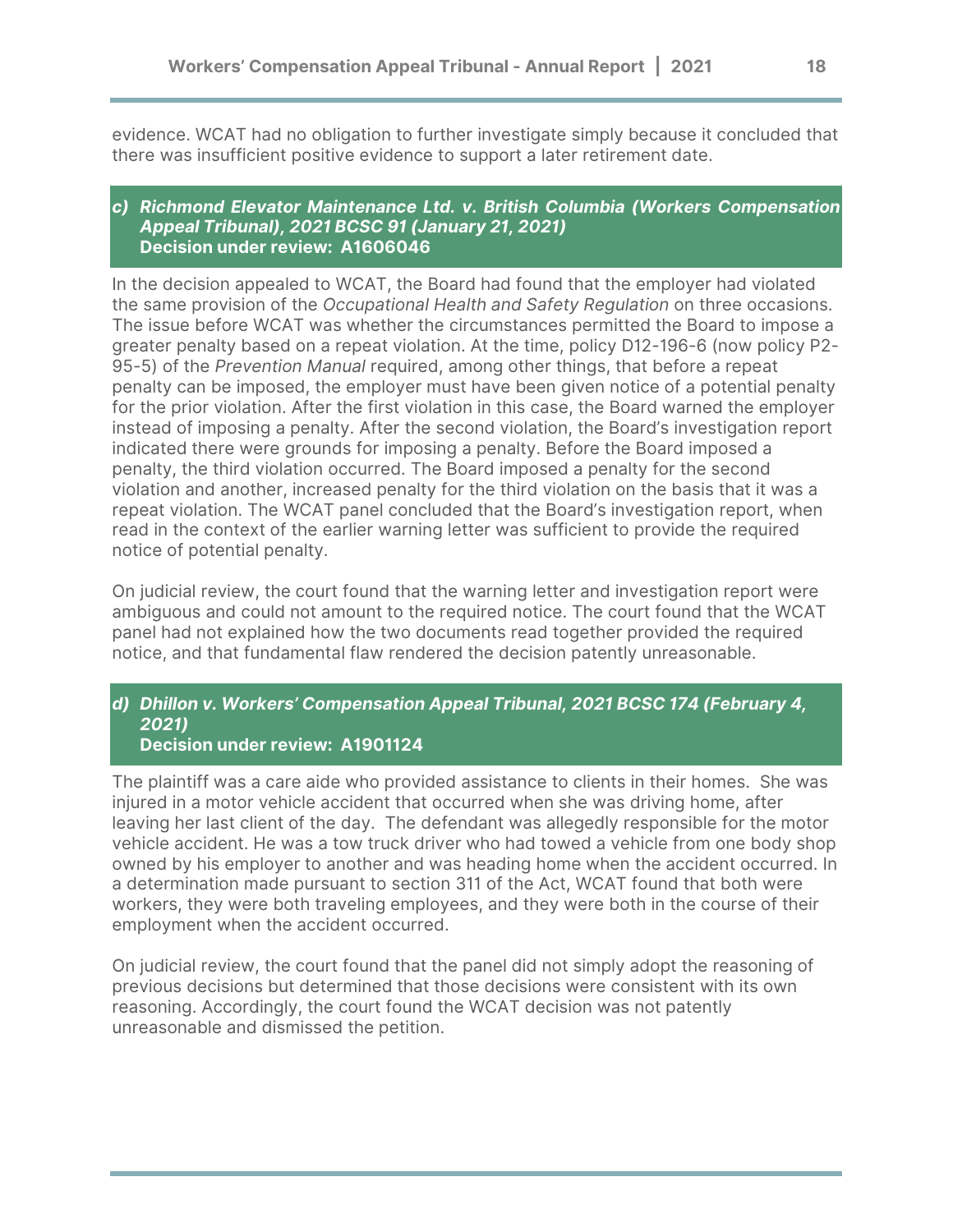evidence. WCAT had no obligation to further investigate simply because it concluded that there was insufficient positive evidence to support a later retirement date.

### c) *Richmond Elevator Maintenance Ltd. v. British Columbia (Workers Compensation Appeal Tribunal), 2021 BCSC 91 (January 21, 2021)*
**Decision under review: A1606046**

In the decision appealed to WCAT, the Board had found that the employer had violated the same provision of the *Occupational Health and Safety Regulation* on three occasions. The issue before WCAT was whether the circumstances permitted the Board to impose a greater penalty based on a repeat violation. At the time, policy D12-196-6 (now policy P2-95-5) of the *Prevention Manual* required, among other things, that before a repeat penalty can be imposed, the employer must have been given notice of a potential penalty for the prior violation. After the first violation in this case, the Board warned the employer instead of imposing a penalty. After the second violation, the Board's investigation report indicated there were grounds for imposing a penalty. Before the Board imposed a penalty, the third violation occurred. The Board imposed a penalty for the second violation and another, increased penalty for the third violation on the basis that it was a repeat violation. The WCAT panel concluded that the Board's investigation report, when read in the context of the earlier warning letter was sufficient to provide the required notice of potential penalty.

On judicial review, the court found that the warning letter and investigation report were ambiguous and could not amount to the required notice. The court found that the WCAT panel had not explained how the two documents read together provided the required notice, and that fundamental flaw rendered the decision patently unreasonable.

### d) *Dhillon v. Workers' Compensation Appeal Tribunal, 2021 BCSC 174 (February 4, 2021)*
**Decision under review: A1901124**

The plaintiff was a care aide who provided assistance to clients in their homes. She was injured in a motor vehicle accident that occurred when she was driving home, after leaving her last client of the day. The defendant was allegedly responsible for the motor vehicle accident. He was a tow truck driver who had towed a vehicle from one body shop owned by his employer to another and was heading home when the accident occurred. In a determination made pursuant to section 311 of the Act, WCAT found that both were workers, they were both traveling employees, and they were both in the course of their employment when the accident occurred.

On judicial review, the court found that the panel did not simply adopt the reasoning of previous decisions but determined that those decisions were consistent with its own reasoning. Accordingly, the court found the WCAT decision was not patently unreasonable and dismissed the petition.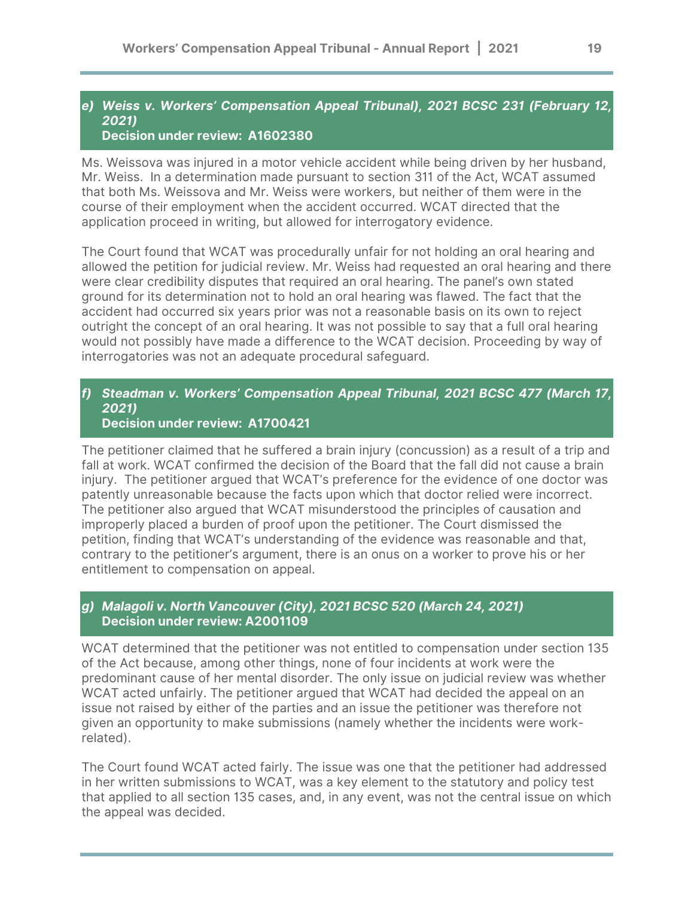#### *e) Weiss v. Workers' Compensation Appeal Tribunal), 2021 BCSC 231 (February 12, 2021)*
**Decision under review: A1602380**

Ms. Weissova was injured in a motor vehicle accident while being driven by her husband, Mr. Weiss. In a determination made pursuant to section 311 of the Act, WCAT assumed that both Ms. Weissova and Mr. Weiss were workers, but neither of them were in the course of their employment when the accident occurred. WCAT directed that the application proceed in writing, but allowed for interrogatory evidence.

The Court found that WCAT was procedurally unfair for not holding an oral hearing and allowed the petition for judicial review. Mr. Weiss had requested an oral hearing and there were clear credibility disputes that required an oral hearing. The panel's own stated ground for its determination not to hold an oral hearing was flawed. The fact that the accident had occurred six years prior was not a reasonable basis on its own to reject outright the concept of an oral hearing. It was not possible to say that a full oral hearing would not possibly have made a difference to the WCAT decision. Proceeding by way of interrogatories was not an adequate procedural safeguard.

#### *f) Steadman v. Workers' Compensation Appeal Tribunal, 2021 BCSC 477 (March 17, 2021)*
**Decision under review: A1700421**

The petitioner claimed that he suffered a brain injury (concussion) as a result of a trip and fall at work. WCAT confirmed the decision of the Board that the fall did not cause a brain injury. The petitioner argued that WCAT's preference for the evidence of one doctor was patently unreasonable because the facts upon which that doctor relied were incorrect. The petitioner also argued that WCAT misunderstood the principles of causation and improperly placed a burden of proof upon the petitioner. The Court dismissed the petition, finding that WCAT's understanding of the evidence was reasonable and that, contrary to the petitioner's argument, there is an onus on a worker to prove his or her entitlement to compensation on appeal.

#### *g) Malagoli v. North Vancouver (City), 2021 BCSC 520 (March 24, 2021)*
**Decision under review: A2001109**

WCAT determined that the petitioner was not entitled to compensation under section 135 of the Act because, among other things, none of four incidents at work were the predominant cause of her mental disorder. The only issue on judicial review was whether WCAT acted unfairly. The petitioner argued that WCAT had decided the appeal on an issue not raised by either of the parties and an issue the petitioner was therefore not given an opportunity to make submissions (namely whether the incidents were work-related).

The Court found WCAT acted fairly. The issue was one that the petitioner had addressed in her written submissions to WCAT, was a key element to the statutory and policy test that applied to all section 135 cases, and, in any event, was not the central issue on which the appeal was decided.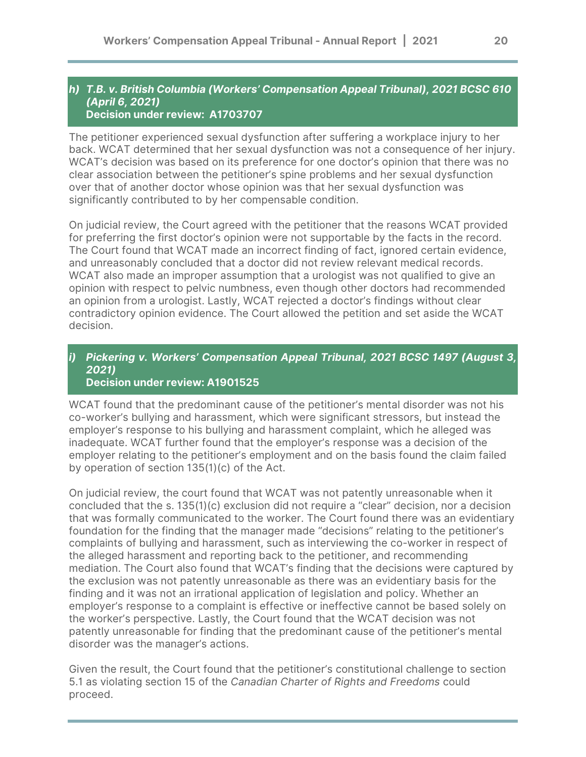### *h) T.B. v. British Columbia (Workers' Compensation Appeal Tribunal), 2021 BCSC 610 (April 6, 2021)*
**Decision under review: A1703707**

The petitioner experienced sexual dysfunction after suffering a workplace injury to her back. WCAT determined that her sexual dysfunction was not a consequence of her injury. WCAT's decision was based on its preference for one doctor's opinion that there was no clear association between the petitioner's spine problems and her sexual dysfunction over that of another doctor whose opinion was that her sexual dysfunction was significantly contributed to by her compensable condition.

On judicial review, the Court agreed with the petitioner that the reasons WCAT provided for preferring the first doctor's opinion were not supportable by the facts in the record. The Court found that WCAT made an incorrect finding of fact, ignored certain evidence, and unreasonably concluded that a doctor did not review relevant medical records. WCAT also made an improper assumption that a urologist was not qualified to give an opinion with respect to pelvic numbness, even though other doctors had recommended an opinion from a urologist. Lastly, WCAT rejected a doctor's findings without clear contradictory opinion evidence. The Court allowed the petition and set aside the WCAT decision.

### *i) Pickering v. Workers' Compensation Appeal Tribunal, 2021 BCSC 1497 (August 3, 2021)*
**Decision under review: A1901525**

WCAT found that the predominant cause of the petitioner's mental disorder was not his co-worker's bullying and harassment, which were significant stressors, but instead the employer's response to his bullying and harassment complaint, which he alleged was inadequate. WCAT further found that the employer's response was a decision of the employer relating to the petitioner's employment and on the basis found the claim failed by operation of section 135(1)(c) of the Act.

On judicial review, the court found that WCAT was not patently unreasonable when it concluded that the s. 135(1)(c) exclusion did not require a "clear" decision, nor a decision that was formally communicated to the worker. The Court found there was an evidentiary foundation for the finding that the manager made "decisions" relating to the petitioner's complaints of bullying and harassment, such as interviewing the co-worker in respect of the alleged harassment and reporting back to the petitioner, and recommending mediation. The Court also found that WCAT's finding that the decisions were captured by the exclusion was not patently unreasonable as there was an evidentiary basis for the finding and it was not an irrational application of legislation and policy. Whether an employer's response to a complaint is effective or ineffective cannot be based solely on the worker's perspective. Lastly, the Court found that the WCAT decision was not patently unreasonable for finding that the predominant cause of the petitioner's mental disorder was the manager's actions.

Given the result, the Court found that the petitioner's constitutional challenge to section 5.1 as violating section 15 of the *Canadian Charter of Rights and Freedoms* could proceed.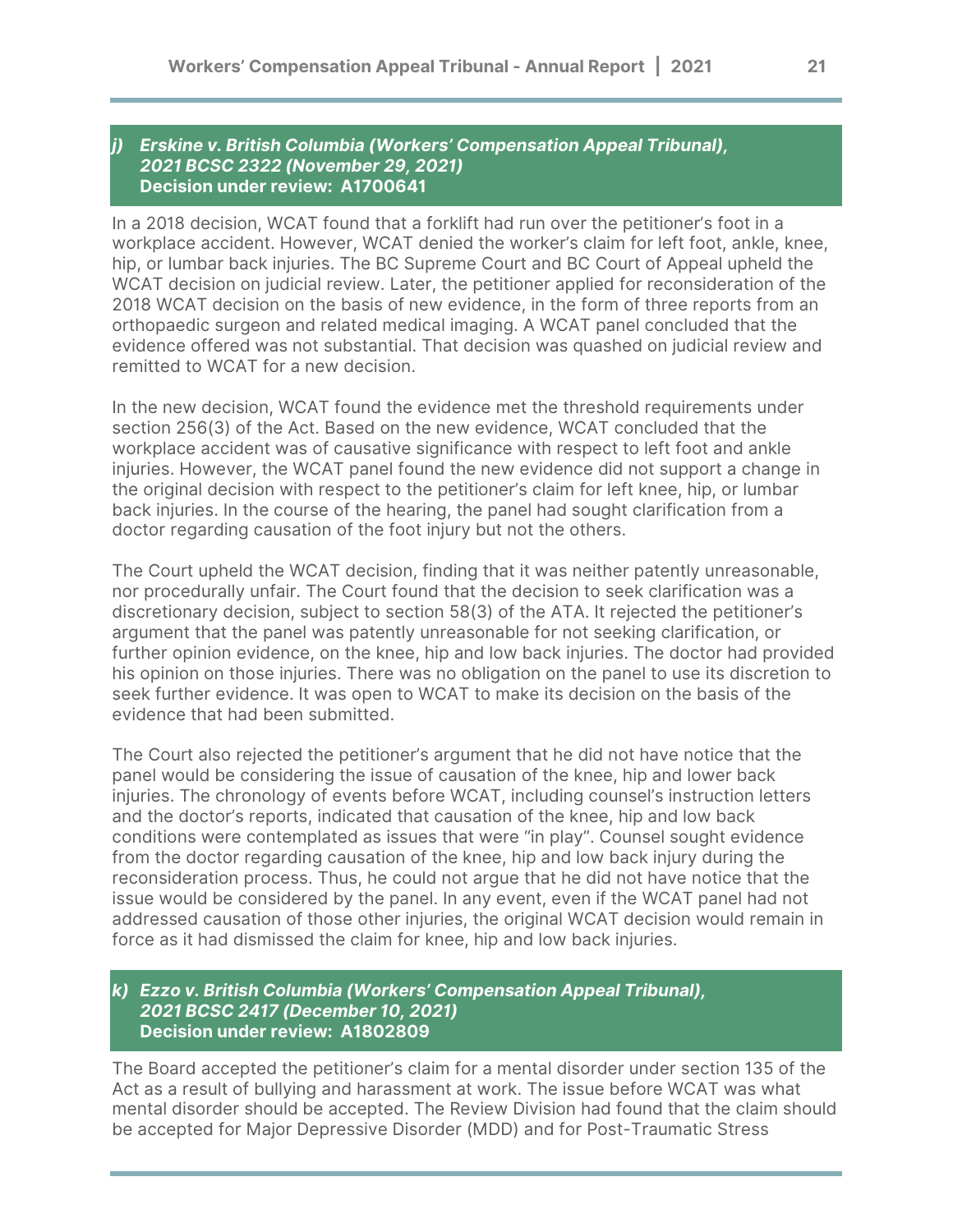### j) *Erskine v. British Columbia (Workers' Compensation Appeal Tribunal), 2021 BCSC 2322 (November 29, 2021)*
**Decision under review: A1700641**

In a 2018 decision, WCAT found that a forklift had run over the petitioner's foot in a workplace accident. However, WCAT denied the worker's claim for left foot, ankle, knee, hip, or lumbar back injuries. The BC Supreme Court and BC Court of Appeal upheld the WCAT decision on judicial review. Later, the petitioner applied for reconsideration of the 2018 WCAT decision on the basis of new evidence, in the form of three reports from an orthopaedic surgeon and related medical imaging. A WCAT panel concluded that the evidence offered was not substantial. That decision was quashed on judicial review and remitted to WCAT for a new decision.

In the new decision, WCAT found the evidence met the threshold requirements under section 256(3) of the Act. Based on the new evidence, WCAT concluded that the workplace accident was of causative significance with respect to left foot and ankle injuries. However, the WCAT panel found the new evidence did not support a change in the original decision with respect to the petitioner's claim for left knee, hip, or lumbar back injuries. In the course of the hearing, the panel had sought clarification from a doctor regarding causation of the foot injury but not the others.

The Court upheld the WCAT decision, finding that it was neither patently unreasonable, nor procedurally unfair. The Court found that the decision to seek clarification was a discretionary decision, subject to section 58(3) of the ATA. It rejected the petitioner's argument that the panel was patently unreasonable for not seeking clarification, or further opinion evidence, on the knee, hip and low back injuries. The doctor had provided his opinion on those injuries. There was no obligation on the panel to use its discretion to seek further evidence. It was open to WCAT to make its decision on the basis of the evidence that had been submitted.

The Court also rejected the petitioner's argument that he did not have notice that the panel would be considering the issue of causation of the knee, hip and lower back injuries. The chronology of events before WCAT, including counsel's instruction letters and the doctor's reports, indicated that causation of the knee, hip and low back conditions were contemplated as issues that were "in play". Counsel sought evidence from the doctor regarding causation of the knee, hip and low back injury during the reconsideration process. Thus, he could not argue that he did not have notice that the issue would be considered by the panel. In any event, even if the WCAT panel had not addressed causation of those other injuries, the original WCAT decision would remain in force as it had dismissed the claim for knee, hip and low back injuries.

### k) *Ezzo v. British Columbia (Workers' Compensation Appeal Tribunal), 2021 BCSC 2417 (December 10, 2021)*
**Decision under review: A1802809**

The Board accepted the petitioner's claim for a mental disorder under section 135 of the Act as a result of bullying and harassment at work. The issue before WCAT was what mental disorder should be accepted. The Review Division had found that the claim should be accepted for Major Depressive Disorder (MDD) and for Post-Traumatic Stress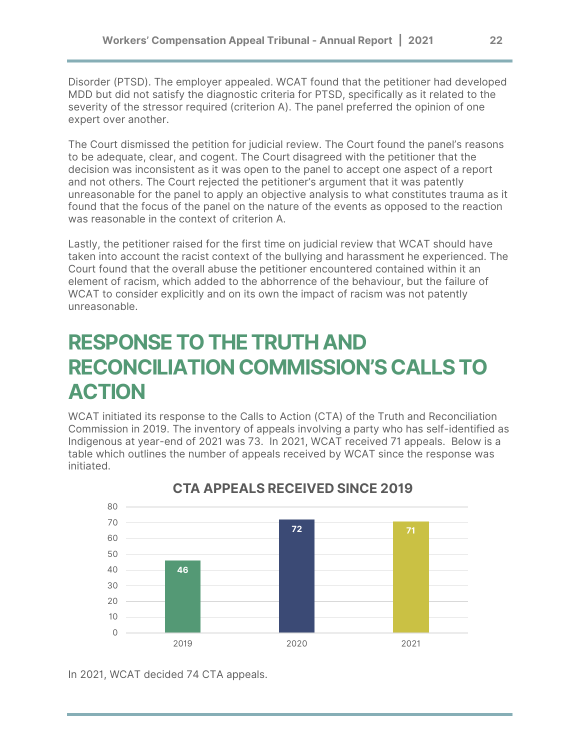Disorder (PTSD). The employer appealed. WCAT found that the petitioner had developed MDD but did not satisfy the diagnostic criteria for PTSD, specifically as it related to the severity of the stressor required (criterion A). The panel preferred the opinion of one expert over another.

The Court dismissed the petition for judicial review. The Court found the panel's reasons to be adequate, clear, and cogent. The Court disagreed with the petitioner that the decision was inconsistent as it was open to the panel to accept one aspect of a report and not others. The Court rejected the petitioner's argument that it was patently unreasonable for the panel to apply an objective analysis to what constitutes trauma as it found that the focus of the panel on the nature of the events as opposed to the reaction was reasonable in the context of criterion A.

Lastly, the petitioner raised for the first time on judicial review that WCAT should have taken into account the racist context of the bullying and harassment he experienced. The Court found that the overall abuse the petitioner encountered contained within it an element of racism, which added to the abhorrence of the behaviour, but the failure of WCAT to consider explicitly and on its own the impact of racism was not patently unreasonable.

# RESPONSE TO THE TRUTH AND RECONCILIATION COMMISSION'S CALLS TO ACTION

WCAT initiated its response to the Calls to Action (CTA) of the Truth and Reconciliation Commission in 2019. The inventory of appeals involving a party who has self-identified as Indigenous at year-end of 2021 was 73. In 2021, WCAT received 71 appeals. Below is a table which outlines the number of appeals received by WCAT since the response was initiated.

**CTA APPEALS RECEIVED SINCE 2019**

| Year | Appeals Received |
|---|---|
| 2019 | 46 |
| 2020 | 72 |
| 2021 | 71 |

In 2021, WCAT decided 74 CTA appeals.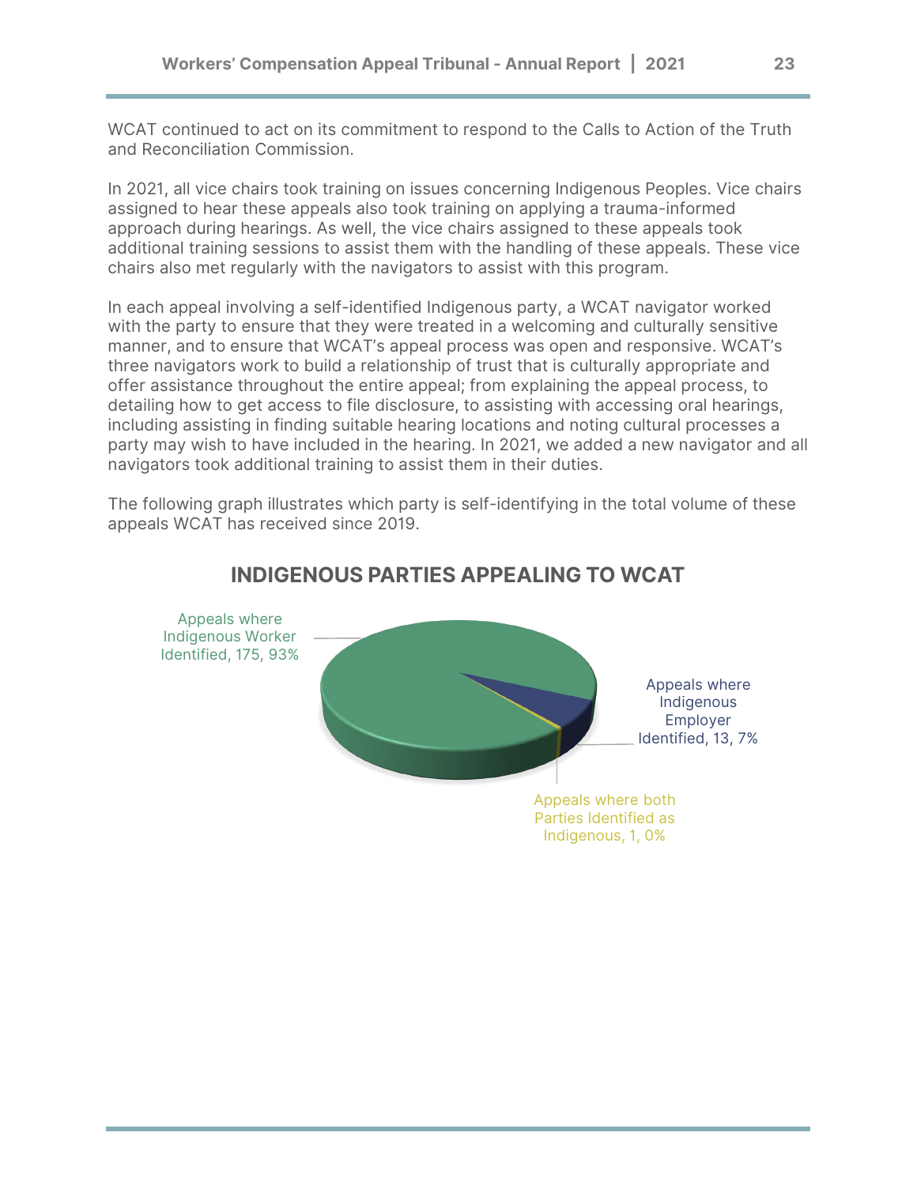WCAT continued to act on its commitment to respond to the Calls to Action of the Truth and Reconciliation Commission.

In 2021, all vice chairs took training on issues concerning Indigenous Peoples. Vice chairs assigned to hear these appeals also took training on applying a trauma-informed approach during hearings. As well, the vice chairs assigned to these appeals took additional training sessions to assist them with the handling of these appeals. These vice chairs also met regularly with the navigators to assist with this program.

In each appeal involving a self-identified Indigenous party, a WCAT navigator worked with the party to ensure that they were treated in a welcoming and culturally sensitive manner, and to ensure that WCAT's appeal process was open and responsive. WCAT's three navigators work to build a relationship of trust that is culturally appropriate and offer assistance throughout the entire appeal; from explaining the appeal process, to detailing how to get access to file disclosure, to assisting with accessing oral hearings, including assisting in finding suitable hearing locations and noting cultural processes a party may wish to have included in the hearing. In 2021, we added a new navigator and all navigators took additional training to assist them in their duties.

The following graph illustrates which party is self-identifying in the total volume of these appeals WCAT has received since 2019.

## INDIGENOUS PARTIES APPEALING TO WCAT

Appeals where Indigenous Worker Identified, 175, 93%

Appeals where Indigenous Employer Identified, 13, 7%

Appeals where both Parties Identified as Indigenous, 1, 0%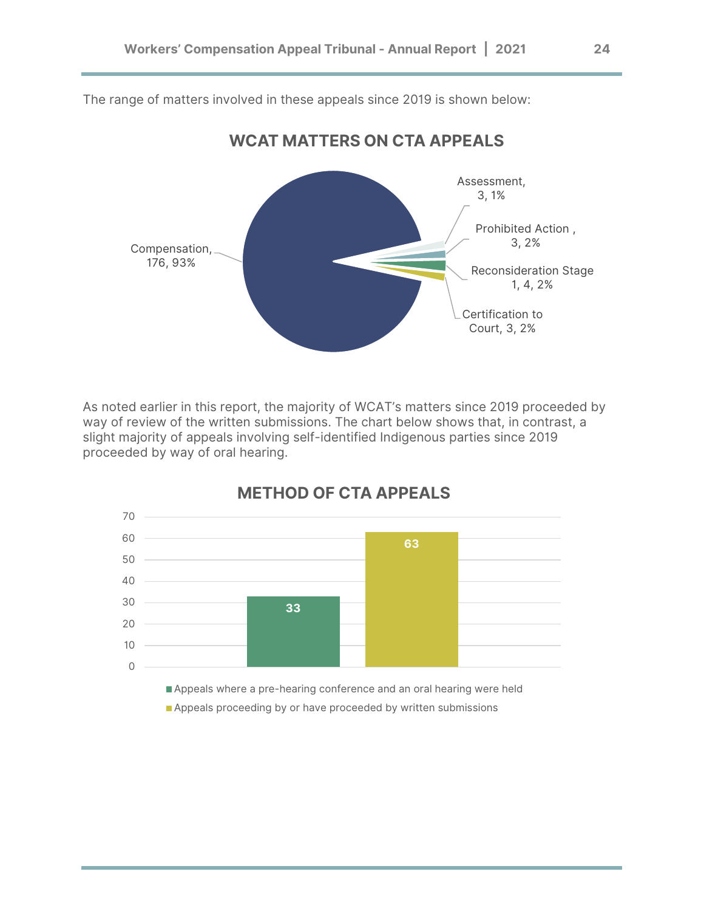The range of matters involved in these appeals since 2019 is shown below:

**WCAT MATTERS ON CTA APPEALS**

| Matter | Count | Percentage |
| --- | --- | --- |
| Compensation | 176 | 93% |
| Assessment | 3 | 1% |
| Prohibited Action | 3 | 2% |
| Reconsideration Stage 1 | 4 | 2% |
| Certification to Court | 3 | 2% |

As noted earlier in this report, the majority of WCAT's matters since 2019 proceeded by way of review of the written submissions. The chart below shows that, in contrast, a slight majority of appeals involving self-identified Indigenous parties since 2019 proceeded by way of oral hearing.

**METHOD OF CTA APPEALS**

| Method | Number |
| --- | --- |
| Appeals where a pre-hearing conference and an oral hearing were held | 33 |
| Appeals proceeding by or have proceeded by written submissions | 63 |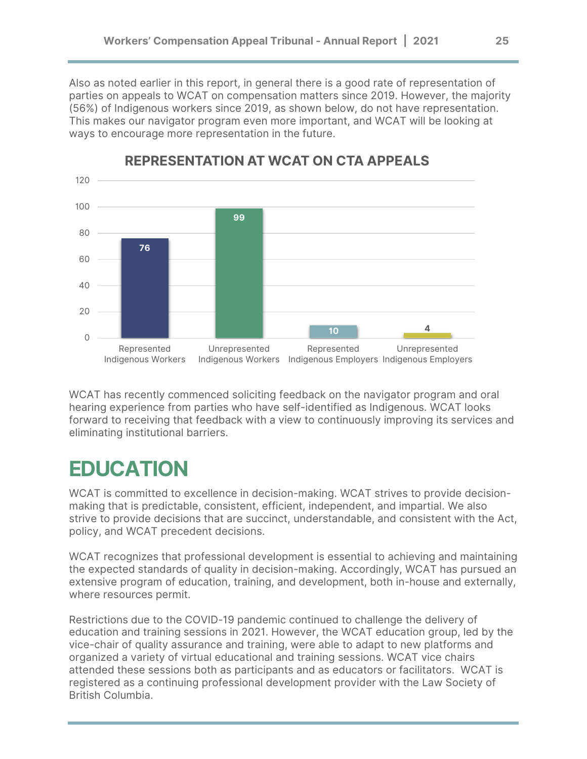Also as noted earlier in this report, in general there is a good rate of representation of parties on appeals to WCAT on compensation matters since 2019. However, the majority (56%) of Indigenous workers since 2019, as shown below, do not have representation. This makes our navigator program even more important, and WCAT will be looking at ways to encourage more representation in the future.

**REPRESENTATION AT WCAT ON CTA APPEALS**

| Category | Count |
| --- | --- |
| Represented Indigenous Workers | 76 |
| Unrepresented Indigenous Workers | 99 |
| Represented Indigenous Employers | 10 |
| Unrepresented Indigenous Employers | 4 |

WCAT has recently commenced soliciting feedback on the navigator program and oral hearing experience from parties who have self-identified as Indigenous. WCAT looks forward to receiving that feedback with a view to continuously improving its services and eliminating institutional barriers.

# EDUCATION

WCAT is committed to excellence in decision-making. WCAT strives to provide decision-making that is predictable, consistent, efficient, independent, and impartial. We also strive to provide decisions that are succinct, understandable, and consistent with the Act, policy, and WCAT precedent decisions.

WCAT recognizes that professional development is essential to achieving and maintaining the expected standards of quality in decision-making. Accordingly, WCAT has pursued an extensive program of education, training, and development, both in-house and externally, where resources permit.

Restrictions due to the COVID-19 pandemic continued to challenge the delivery of education and training sessions in 2021. However, the WCAT education group, led by the vice-chair of quality assurance and training, were able to adapt to new platforms and organized a variety of virtual educational and training sessions. WCAT vice chairs attended these sessions both as participants and as educators or facilitators. WCAT is registered as a continuing professional development provider with the Law Society of British Columbia.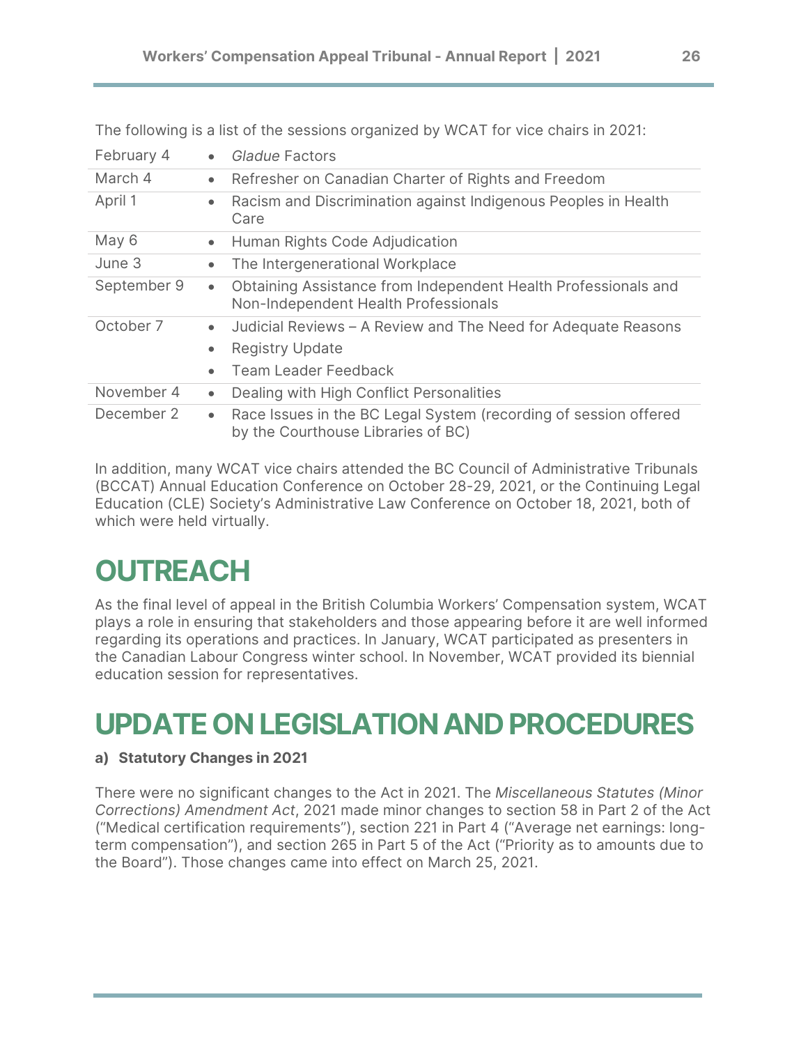The following is a list of the sessions organized by WCAT for vice chairs in 2021:

| | |
|---|---|
| February 4 | • *Gladue* Factors |
| March 4 | • Refresher on Canadian Charter of Rights and Freedom |
| April 1 | • Racism and Discrimination against Indigenous Peoples in Health Care |
| May 6 | • Human Rights Code Adjudication |
| June 3 | • The Intergenerational Workplace |
| September 9 | • Obtaining Assistance from Independent Health Professionals and Non-Independent Health Professionals |
| October 7 | • Judicial Reviews – A Review and The Need for Adequate Reasons<br>• Registry Update<br>• Team Leader Feedback |
| November 4 | • Dealing with High Conflict Personalities |
| December 2 | • Race Issues in the BC Legal System (recording of session offered by the Courthouse Libraries of BC) |

In addition, many WCAT vice chairs attended the BC Council of Administrative Tribunals (BCCAT) Annual Education Conference on October 28-29, 2021, or the Continuing Legal Education (CLE) Society's Administrative Law Conference on October 18, 2021, both of which were held virtually.

# OUTREACH

As the final level of appeal in the British Columbia Workers' Compensation system, WCAT plays a role in ensuring that stakeholders and those appearing before it are well informed regarding its operations and practices. In January, WCAT participated as presenters in the Canadian Labour Congress winter school. In November, WCAT provided its biennial education session for representatives.

# UPDATE ON LEGISLATION AND PROCEDURES

**a) Statutory Changes in 2021**

There were no significant changes to the Act in 2021. The *Miscellaneous Statutes (Minor Corrections) Amendment Act*, 2021 made minor changes to section 58 in Part 2 of the Act ("Medical certification requirements"), section 221 in Part 4 ("Average net earnings: long-term compensation"), and section 265 in Part 5 of the Act ("Priority as to amounts due to the Board"). Those changes came into effect on March 25, 2021.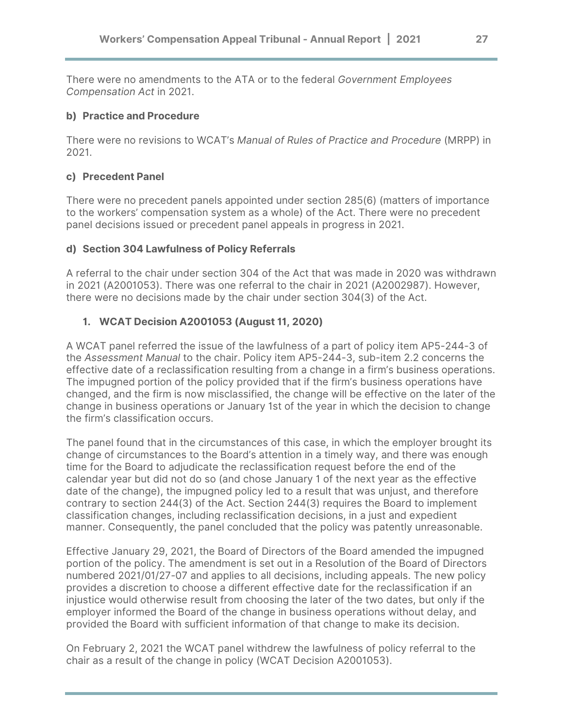There were no amendments to the ATA or to the federal *Government Employees Compensation Act* in 2021.

### b) Practice and Procedure

There were no revisions to WCAT's *Manual of Rules of Practice and Procedure* (MRPP) in 2021.

### c) Precedent Panel

There were no precedent panels appointed under section 285(6) (matters of importance to the workers' compensation system as a whole) of the Act. There were no precedent panel decisions issued or precedent panel appeals in progress in 2021.

### d) Section 304 Lawfulness of Policy Referrals

A referral to the chair under section 304 of the Act that was made in 2020 was withdrawn in 2021 (A2001053). There was one referral to the chair in 2021 (A2002987). However, there were no decisions made by the chair under section 304(3) of the Act.

#### 1. WCAT Decision A2001053 (August 11, 2020)

A WCAT panel referred the issue of the lawfulness of a part of policy item AP5-244-3 of the *Assessment Manual* to the chair. Policy item AP5-244-3, sub-item 2.2 concerns the effective date of a reclassification resulting from a change in a firm's business operations. The impugned portion of the policy provided that if the firm's business operations have changed, and the firm is now misclassified, the change will be effective on the later of the change in business operations or January 1st of the year in which the decision to change the firm's classification occurs.

The panel found that in the circumstances of this case, in which the employer brought its change of circumstances to the Board's attention in a timely way, and there was enough time for the Board to adjudicate the reclassification request before the end of the calendar year but did not do so (and chose January 1 of the next year as the effective date of the change), the impugned policy led to a result that was unjust, and therefore contrary to section 244(3) of the Act. Section 244(3) requires the Board to implement classification changes, including reclassification decisions, in a just and expedient manner. Consequently, the panel concluded that the policy was patently unreasonable.

Effective January 29, 2021, the Board of Directors of the Board amended the impugned portion of the policy. The amendment is set out in a Resolution of the Board of Directors numbered 2021/01/27-07 and applies to all decisions, including appeals. The new policy provides a discretion to choose a different effective date for the reclassification if an injustice would otherwise result from choosing the later of the two dates, but only if the employer informed the Board of the change in business operations without delay, and provided the Board with sufficient information of that change to make its decision.

On February 2, 2021 the WCAT panel withdrew the lawfulness of policy referral to the chair as a result of the change in policy (WCAT Decision A2001053).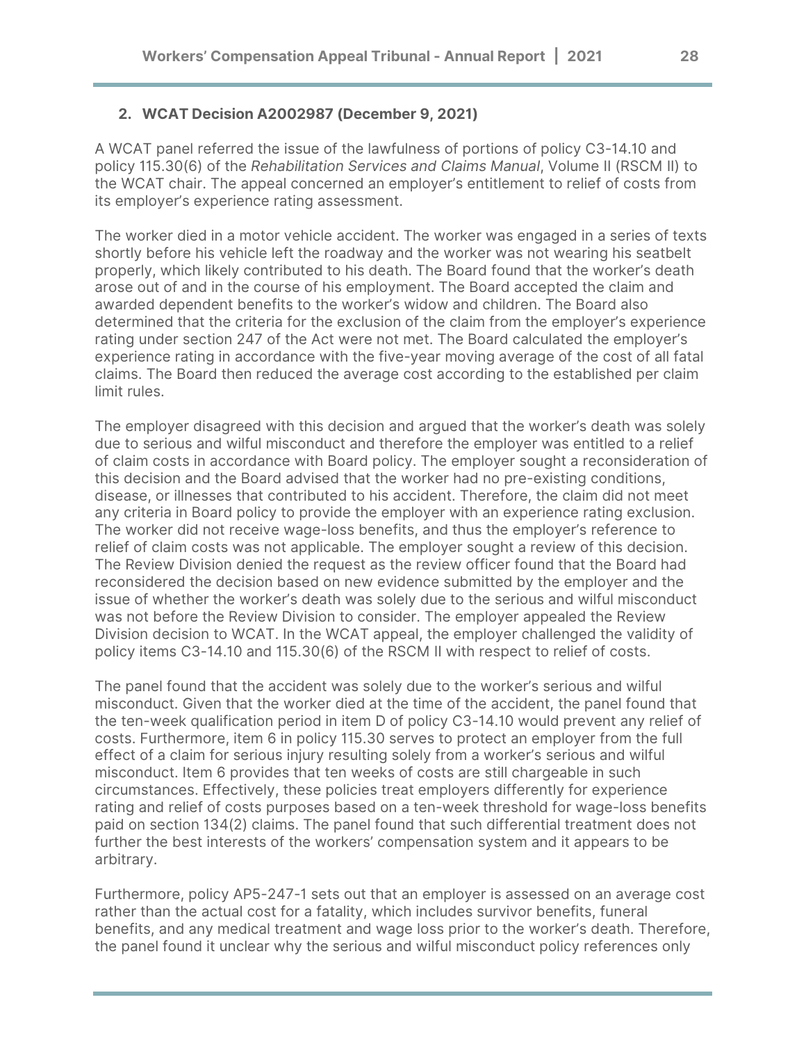### 2. WCAT Decision A2002987 (December 9, 2021)

A WCAT panel referred the issue of the lawfulness of portions of policy C3-14.10 and policy 115.30(6) of the *Rehabilitation Services and Claims Manual*, Volume II (RSCM II) to the WCAT chair. The appeal concerned an employer's entitlement to relief of costs from its employer's experience rating assessment.

The worker died in a motor vehicle accident. The worker was engaged in a series of texts shortly before his vehicle left the roadway and the worker was not wearing his seatbelt properly, which likely contributed to his death. The Board found that the worker's death arose out of and in the course of his employment. The Board accepted the claim and awarded dependent benefits to the worker's widow and children. The Board also determined that the criteria for the exclusion of the claim from the employer's experience rating under section 247 of the Act were not met. The Board calculated the employer's experience rating in accordance with the five-year moving average of the cost of all fatal claims. The Board then reduced the average cost according to the established per claim limit rules.

The employer disagreed with this decision and argued that the worker's death was solely due to serious and wilful misconduct and therefore the employer was entitled to a relief of claim costs in accordance with Board policy. The employer sought a reconsideration of this decision and the Board advised that the worker had no pre-existing conditions, disease, or illnesses that contributed to his accident. Therefore, the claim did not meet any criteria in Board policy to provide the employer with an experience rating exclusion. The worker did not receive wage-loss benefits, and thus the employer's reference to relief of claim costs was not applicable. The employer sought a review of this decision. The Review Division denied the request as the review officer found that the Board had reconsidered the decision based on new evidence submitted by the employer and the issue of whether the worker's death was solely due to the serious and wilful misconduct was not before the Review Division to consider. The employer appealed the Review Division decision to WCAT. In the WCAT appeal, the employer challenged the validity of policy items C3-14.10 and 115.30(6) of the RSCM II with respect to relief of costs.

The panel found that the accident was solely due to the worker's serious and wilful misconduct. Given that the worker died at the time of the accident, the panel found that the ten-week qualification period in item D of policy C3-14.10 would prevent any relief of costs. Furthermore, item 6 in policy 115.30 serves to protect an employer from the full effect of a claim for serious injury resulting solely from a worker's serious and wilful misconduct. Item 6 provides that ten weeks of costs are still chargeable in such circumstances. Effectively, these policies treat employers differently for experience rating and relief of costs purposes based on a ten-week threshold for wage-loss benefits paid on section 134(2) claims. The panel found that such differential treatment does not further the best interests of the workers' compensation system and it appears to be arbitrary.

Furthermore, policy AP5-247-1 sets out that an employer is assessed on an average cost rather than the actual cost for a fatality, which includes survivor benefits, funeral benefits, and any medical treatment and wage loss prior to the worker's death. Therefore, the panel found it unclear why the serious and wilful misconduct policy references only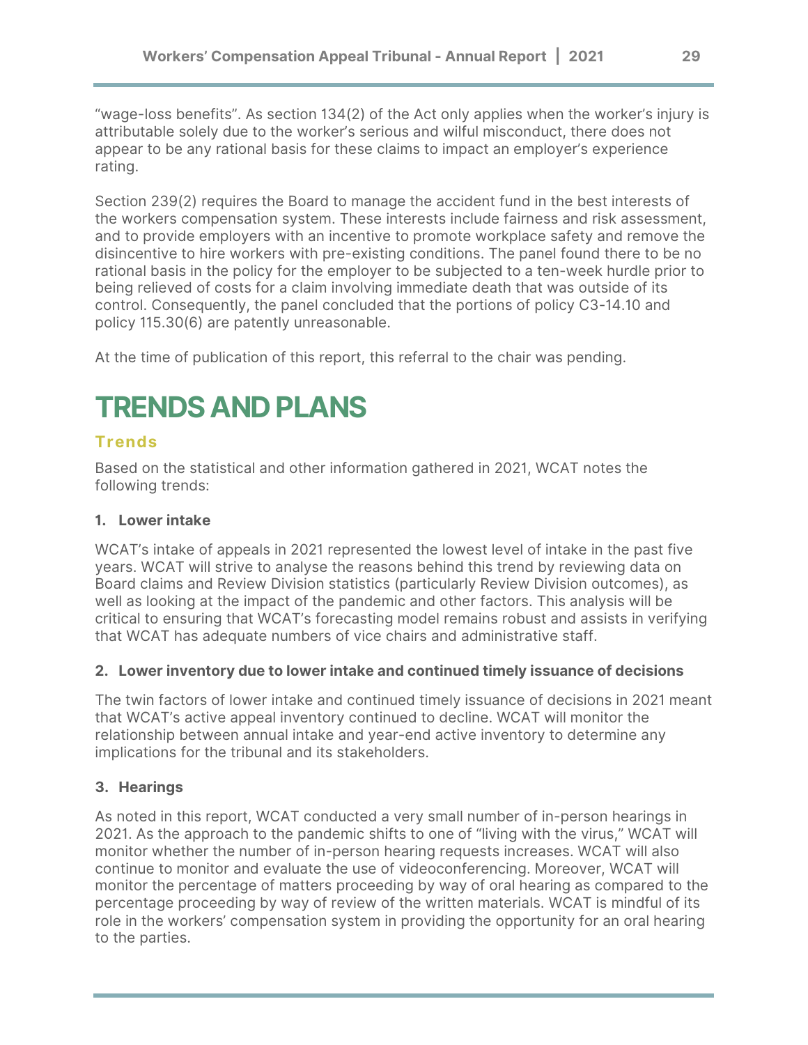"wage-loss benefits". As section 134(2) of the Act only applies when the worker's injury is attributable solely due to the worker's serious and wilful misconduct, there does not appear to be any rational basis for these claims to impact an employer's experience rating.

Section 239(2) requires the Board to manage the accident fund in the best interests of the workers compensation system. These interests include fairness and risk assessment, and to provide employers with an incentive to promote workplace safety and remove the disincentive to hire workers with pre-existing conditions. The panel found there to be no rational basis in the policy for the employer to be subjected to a ten-week hurdle prior to being relieved of costs for a claim involving immediate death that was outside of its control. Consequently, the panel concluded that the portions of policy C3-14.10 and policy 115.30(6) are patently unreasonable.

At the time of publication of this report, this referral to the chair was pending.

# TRENDS AND PLANS

## Trends

Based on the statistical and other information gathered in 2021, WCAT notes the following trends:

### 1. Lower intake

WCAT's intake of appeals in 2021 represented the lowest level of intake in the past five years. WCAT will strive to analyse the reasons behind this trend by reviewing data on Board claims and Review Division statistics (particularly Review Division outcomes), as well as looking at the impact of the pandemic and other factors. This analysis will be critical to ensuring that WCAT's forecasting model remains robust and assists in verifying that WCAT has adequate numbers of vice chairs and administrative staff.

### 2. Lower inventory due to lower intake and continued timely issuance of decisions

The twin factors of lower intake and continued timely issuance of decisions in 2021 meant that WCAT's active appeal inventory continued to decline. WCAT will monitor the relationship between annual intake and year-end active inventory to determine any implications for the tribunal and its stakeholders.

### 3. Hearings

As noted in this report, WCAT conducted a very small number of in-person hearings in 2021. As the approach to the pandemic shifts to one of "living with the virus," WCAT will monitor whether the number of in-person hearing requests increases. WCAT will also continue to monitor and evaluate the use of videoconferencing. Moreover, WCAT will monitor the percentage of matters proceeding by way of oral hearing as compared to the percentage proceeding by way of review of the written materials. WCAT is mindful of its role in the workers' compensation system in providing the opportunity for an oral hearing to the parties.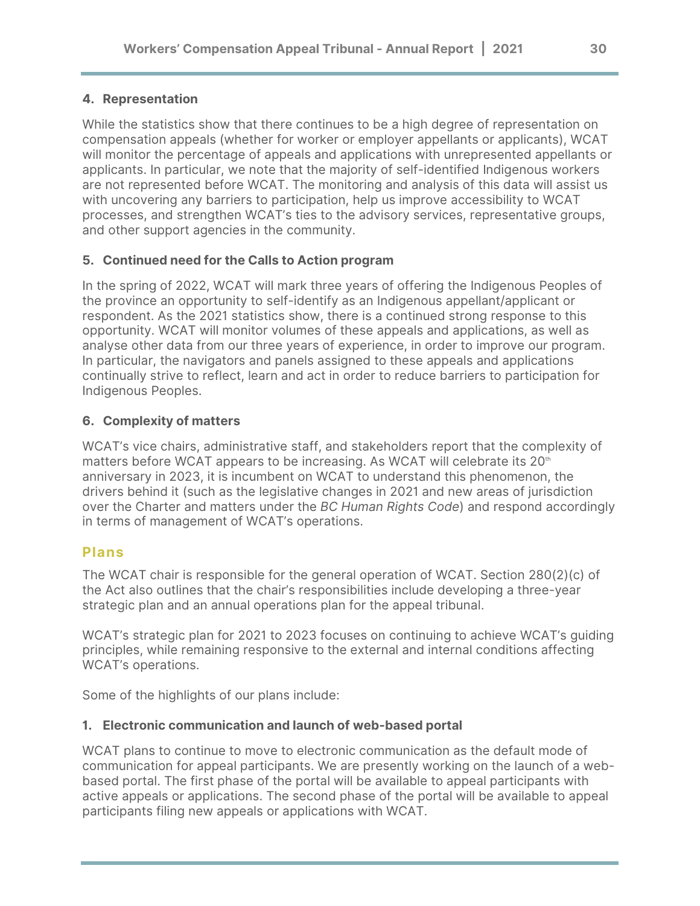#### 4. Representation

While the statistics show that there continues to be a high degree of representation on compensation appeals (whether for worker or employer appellants or applicants), WCAT will monitor the percentage of appeals and applications with unrepresented appellants or applicants. In particular, we note that the majority of self-identified Indigenous workers are not represented before WCAT. The monitoring and analysis of this data will assist us with uncovering any barriers to participation, help us improve accessibility to WCAT processes, and strengthen WCAT's ties to the advisory services, representative groups, and other support agencies in the community.

#### 5. Continued need for the Calls to Action program

In the spring of 2022, WCAT will mark three years of offering the Indigenous Peoples of the province an opportunity to self-identify as an Indigenous appellant/applicant or respondent. As the 2021 statistics show, there is a continued strong response to this opportunity. WCAT will monitor volumes of these appeals and applications, as well as analyse other data from our three years of experience, in order to improve our program. In particular, the navigators and panels assigned to these appeals and applications continually strive to reflect, learn and act in order to reduce barriers to participation for Indigenous Peoples.

#### 6. Complexity of matters

WCAT's vice chairs, administrative staff, and stakeholders report that the complexity of matters before WCAT appears to be increasing. As WCAT will celebrate its 20th anniversary in 2023, it is incumbent on WCAT to understand this phenomenon, the drivers behind it (such as the legislative changes in 2021 and new areas of jurisdiction over the Charter and matters under the *BC Human Rights Code*) and respond accordingly in terms of management of WCAT's operations.

### Plans

The WCAT chair is responsible for the general operation of WCAT. Section 280(2)(c) of the Act also outlines that the chair's responsibilities include developing a three-year strategic plan and an annual operations plan for the appeal tribunal.

WCAT's strategic plan for 2021 to 2023 focuses on continuing to achieve WCAT's guiding principles, while remaining responsive to the external and internal conditions affecting WCAT's operations.

Some of the highlights of our plans include:

#### 1. Electronic communication and launch of web-based portal

WCAT plans to continue to move to electronic communication as the default mode of communication for appeal participants. We are presently working on the launch of a web-based portal. The first phase of the portal will be available to appeal participants with active appeals or applications. The second phase of the portal will be available to appeal participants filing new appeals or applications with WCAT.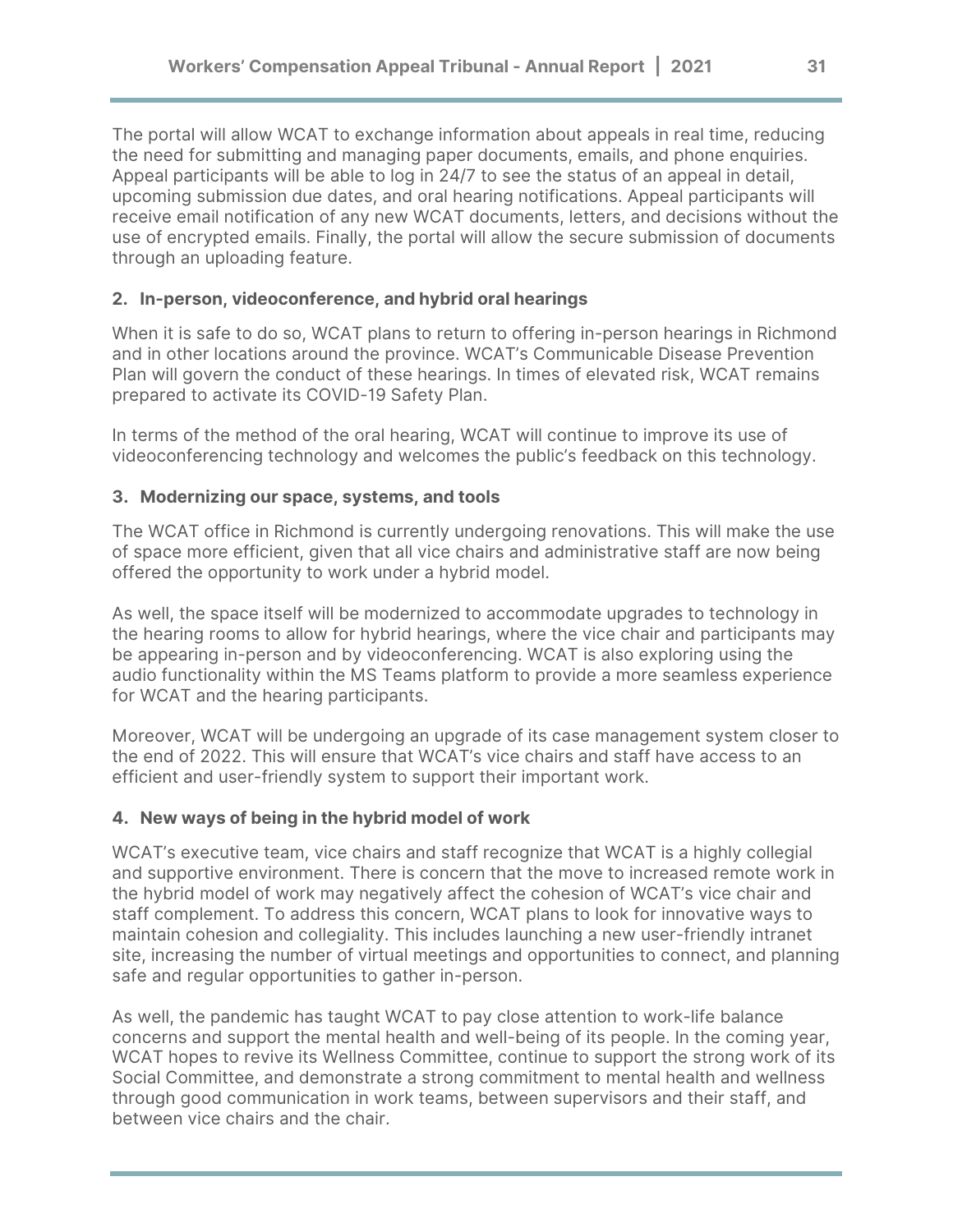The portal will allow WCAT to exchange information about appeals in real time, reducing the need for submitting and managing paper documents, emails, and phone enquiries. Appeal participants will be able to log in 24/7 to see the status of an appeal in detail, upcoming submission due dates, and oral hearing notifications. Appeal participants will receive email notification of any new WCAT documents, letters, and decisions without the use of encrypted emails. Finally, the portal will allow the secure submission of documents through an uploading feature.

### 2. In-person, videoconference, and hybrid oral hearings

When it is safe to do so, WCAT plans to return to offering in-person hearings in Richmond and in other locations around the province. WCAT's Communicable Disease Prevention Plan will govern the conduct of these hearings. In times of elevated risk, WCAT remains prepared to activate its COVID-19 Safety Plan.

In terms of the method of the oral hearing, WCAT will continue to improve its use of videoconferencing technology and welcomes the public's feedback on this technology.

### 3. Modernizing our space, systems, and tools

The WCAT office in Richmond is currently undergoing renovations. This will make the use of space more efficient, given that all vice chairs and administrative staff are now being offered the opportunity to work under a hybrid model.

As well, the space itself will be modernized to accommodate upgrades to technology in the hearing rooms to allow for hybrid hearings, where the vice chair and participants may be appearing in-person and by videoconferencing. WCAT is also exploring using the audio functionality within the MS Teams platform to provide a more seamless experience for WCAT and the hearing participants.

Moreover, WCAT will be undergoing an upgrade of its case management system closer to the end of 2022. This will ensure that WCAT's vice chairs and staff have access to an efficient and user-friendly system to support their important work.

### 4. New ways of being in the hybrid model of work

WCAT's executive team, vice chairs and staff recognize that WCAT is a highly collegial and supportive environment. There is concern that the move to increased remote work in the hybrid model of work may negatively affect the cohesion of WCAT's vice chair and staff complement. To address this concern, WCAT plans to look for innovative ways to maintain cohesion and collegiality. This includes launching a new user-friendly intranet site, increasing the number of virtual meetings and opportunities to connect, and planning safe and regular opportunities to gather in-person.

As well, the pandemic has taught WCAT to pay close attention to work-life balance concerns and support the mental health and well-being of its people. In the coming year, WCAT hopes to revive its Wellness Committee, continue to support the strong work of its Social Committee, and demonstrate a strong commitment to mental health and wellness through good communication in work teams, between supervisors and their staff, and between vice chairs and the chair.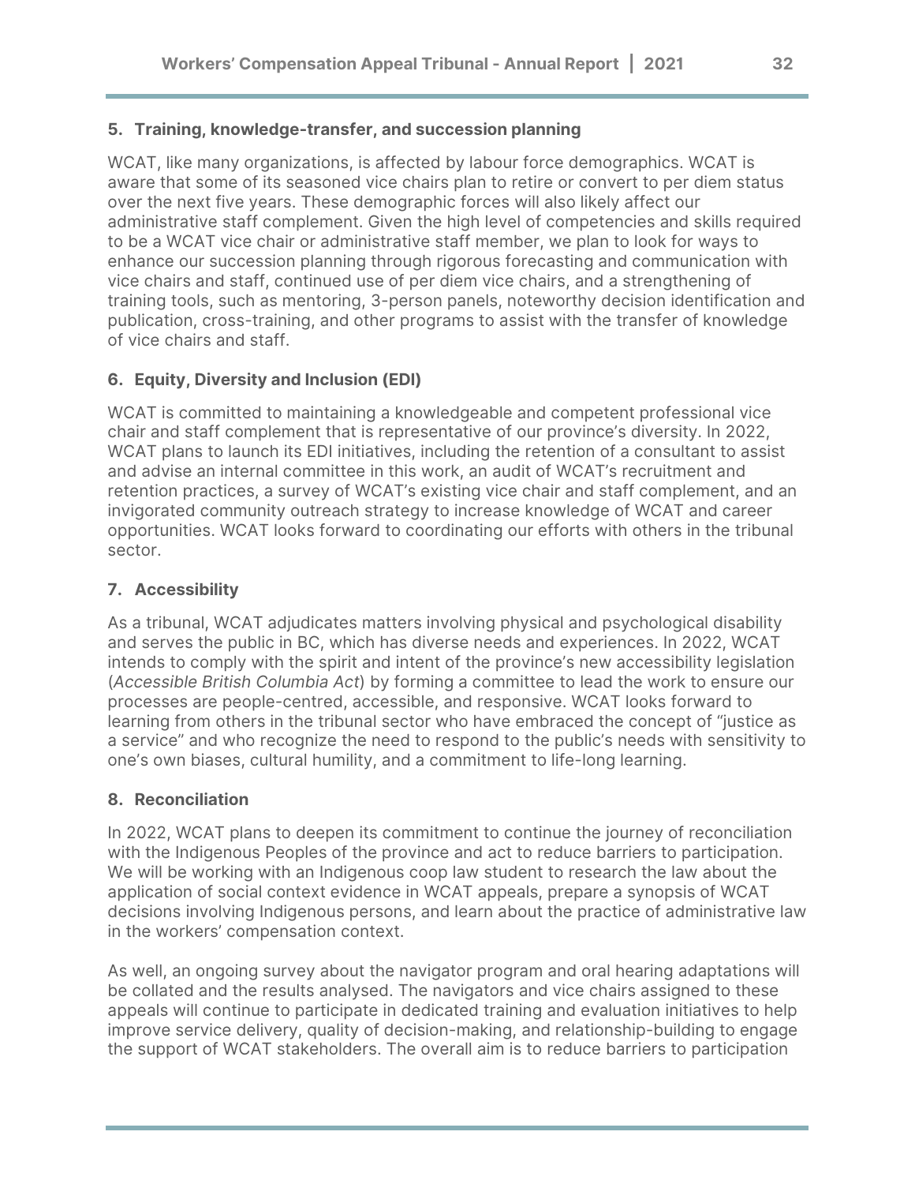### 5. Training, knowledge-transfer, and succession planning

WCAT, like many organizations, is affected by labour force demographics. WCAT is aware that some of its seasoned vice chairs plan to retire or convert to per diem status over the next five years. These demographic forces will also likely affect our administrative staff complement. Given the high level of competencies and skills required to be a WCAT vice chair or administrative staff member, we plan to look for ways to enhance our succession planning through rigorous forecasting and communication with vice chairs and staff, continued use of per diem vice chairs, and a strengthening of training tools, such as mentoring, 3-person panels, noteworthy decision identification and publication, cross-training, and other programs to assist with the transfer of knowledge of vice chairs and staff.

### 6. Equity, Diversity and Inclusion (EDI)

WCAT is committed to maintaining a knowledgeable and competent professional vice chair and staff complement that is representative of our province's diversity. In 2022, WCAT plans to launch its EDI initiatives, including the retention of a consultant to assist and advise an internal committee in this work, an audit of WCAT's recruitment and retention practices, a survey of WCAT's existing vice chair and staff complement, and an invigorated community outreach strategy to increase knowledge of WCAT and career opportunities. WCAT looks forward to coordinating our efforts with others in the tribunal sector.

### 7. Accessibility

As a tribunal, WCAT adjudicates matters involving physical and psychological disability and serves the public in BC, which has diverse needs and experiences. In 2022, WCAT intends to comply with the spirit and intent of the province's new accessibility legislation (*Accessible British Columbia Act*) by forming a committee to lead the work to ensure our processes are people-centred, accessible, and responsive. WCAT looks forward to learning from others in the tribunal sector who have embraced the concept of "justice as a service" and who recognize the need to respond to the public's needs with sensitivity to one's own biases, cultural humility, and a commitment to life-long learning.

### 8. Reconciliation

In 2022, WCAT plans to deepen its commitment to continue the journey of reconciliation with the Indigenous Peoples of the province and act to reduce barriers to participation. We will be working with an Indigenous coop law student to research the law about the application of social context evidence in WCAT appeals, prepare a synopsis of WCAT decisions involving Indigenous persons, and learn about the practice of administrative law in the workers' compensation context.

As well, an ongoing survey about the navigator program and oral hearing adaptations will be collated and the results analysed. The navigators and vice chairs assigned to these appeals will continue to participate in dedicated training and evaluation initiatives to help improve service delivery, quality of decision-making, and relationship-building to engage the support of WCAT stakeholders. The overall aim is to reduce barriers to participation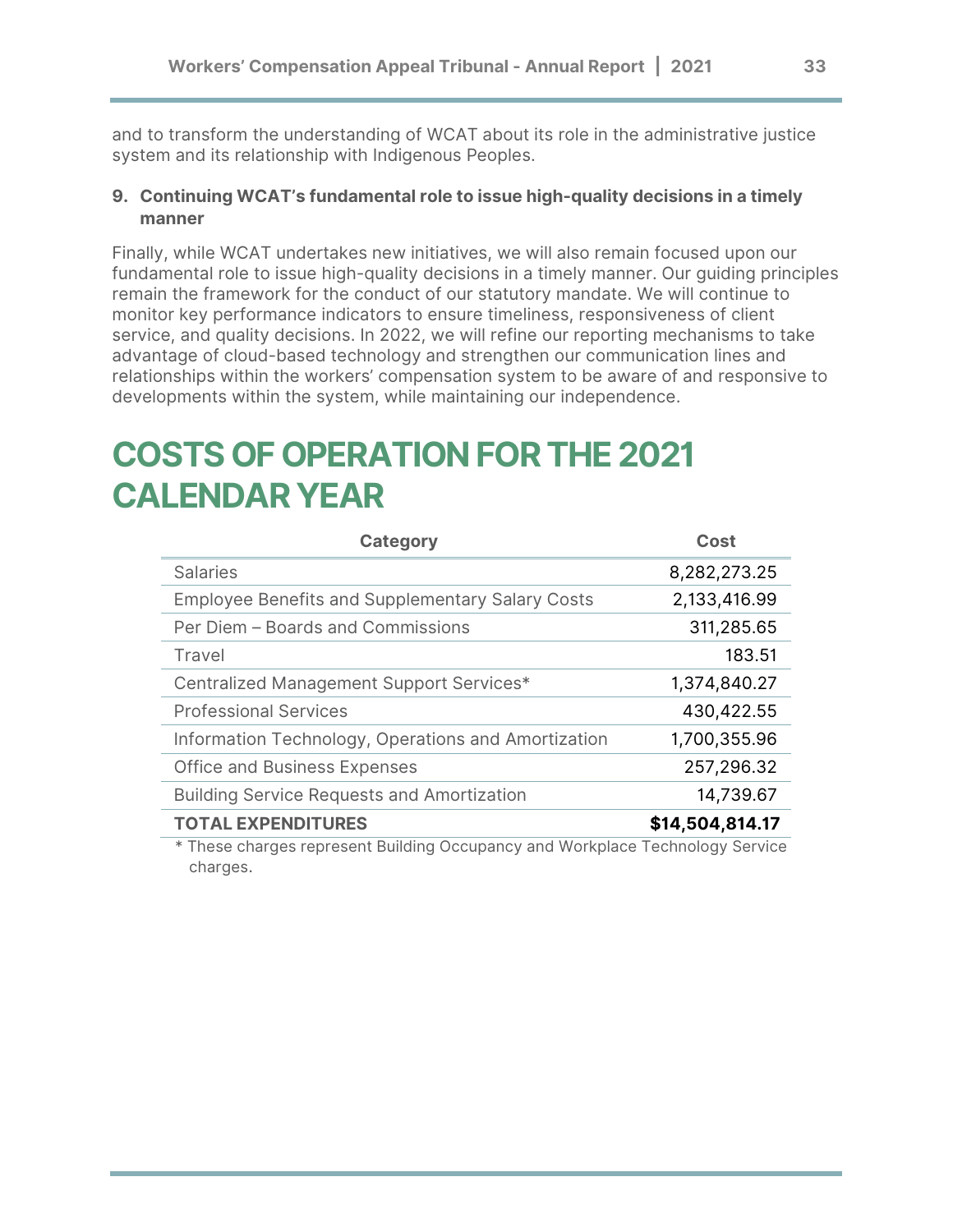and to transform the understanding of WCAT about its role in the administrative justice system and its relationship with Indigenous Peoples.

**9. Continuing WCAT's fundamental role to issue high-quality decisions in a timely manner**

Finally, while WCAT undertakes new initiatives, we will also remain focused upon our fundamental role to issue high-quality decisions in a timely manner. Our guiding principles remain the framework for the conduct of our statutory mandate. We will continue to monitor key performance indicators to ensure timeliness, responsiveness of client service, and quality decisions. In 2022, we will refine our reporting mechanisms to take advantage of cloud-based technology and strengthen our communication lines and relationships within the workers' compensation system to be aware of and responsive to developments within the system, while maintaining our independence.

# COSTS OF OPERATION FOR THE 2021 CALENDAR YEAR

| Category | Cost |
|---|---:|
| Salaries | 8,282,273.25 |
| Employee Benefits and Supplementary Salary Costs | 2,133,416.99 |
| Per Diem – Boards and Commissions | 311,285.65 |
| Travel | 183.51 |
| Centralized Management Support Services* | 1,374,840.27 |
| Professional Services | 430,422.55 |
| Information Technology, Operations and Amortization | 1,700,355.96 |
| Office and Business Expenses | 257,296.32 |
| Building Service Requests and Amortization | 14,739.67 |
| **TOTAL EXPENDITURES** | **$14,504,814.17** |

* These charges represent Building Occupancy and Workplace Technology Service charges.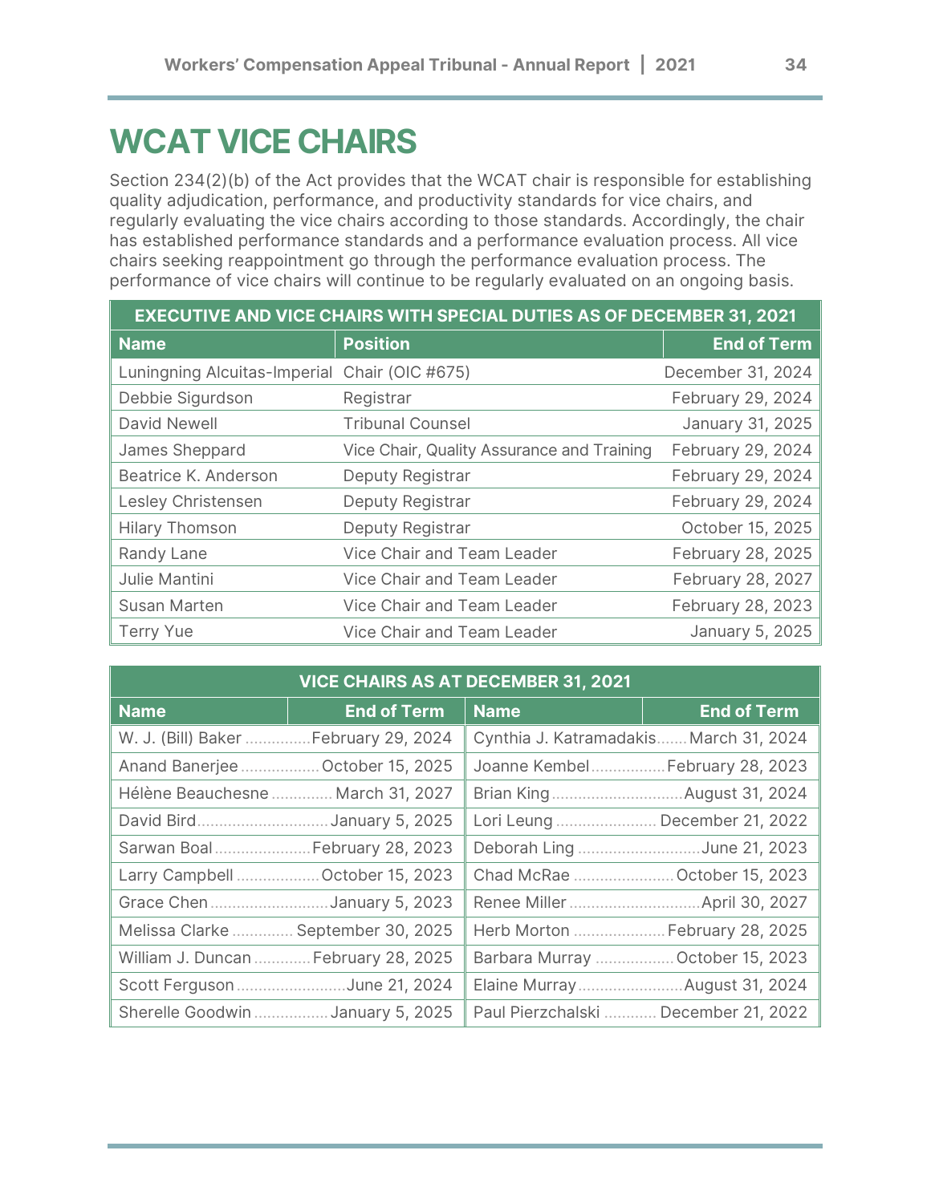# WCAT VICE CHAIRS

Section 234(2)(b) of the Act provides that the WCAT chair is responsible for establishing quality adjudication, performance, and productivity standards for vice chairs, and regularly evaluating the vice chairs according to those standards. Accordingly, the chair has established performance standards and a performance evaluation process. All vice chairs seeking reappointment go through the performance evaluation process. The performance of vice chairs will continue to be regularly evaluated on an ongoing basis.

| EXECUTIVE AND VICE CHAIRS WITH SPECIAL DUTIES AS OF DECEMBER 31, 2021 | | |
|---|---|---|
| **Name** | **Position** | **End of Term** |
| Luningning Alcuitas-Imperial | Chair (OIC #675) | December 31, 2024 |
| Debbie Sigurdson | Registrar | February 29, 2024 |
| David Newell | Tribunal Counsel | January 31, 2025 |
| James Sheppard | Vice Chair, Quality Assurance and Training | February 29, 2024 |
| Beatrice K. Anderson | Deputy Registrar | February 29, 2024 |
| Lesley Christensen | Deputy Registrar | February 29, 2024 |
| Hilary Thomson | Deputy Registrar | October 15, 2025 |
| Randy Lane | Vice Chair and Team Leader | February 28, 2025 |
| Julie Mantini | Vice Chair and Team Leader | February 28, 2027 |
| Susan Marten | Vice Chair and Team Leader | February 28, 2023 |
| Terry Yue | Vice Chair and Team Leader | January 5, 2025 |

| VICE CHAIRS AS AT DECEMBER 31, 2021 | | | |
|---|---|---|---|
| **Name** | **End of Term** | **Name** | **End of Term** |
| W. J. (Bill) Baker | February 29, 2024 | Cynthia J. Katramadakis | March 31, 2024 |
| Anand Banerjee | October 15, 2025 | Joanne Kembel | February 28, 2023 |
| Hélène Beauchesne | March 31, 2027 | Brian King | August 31, 2024 |
| David Bird | January 5, 2025 | Lori Leung | December 21, 2022 |
| Sarwan Boal | February 28, 2023 | Deborah Ling | June 21, 2023 |
| Larry Campbell | October 15, 2023 | Chad McRae | October 15, 2023 |
| Grace Chen | January 5, 2023 | Renee Miller | April 30, 2027 |
| Melissa Clarke | September 30, 2025 | Herb Morton | February 28, 2025 |
| William J. Duncan | February 28, 2025 | Barbara Murray | October 15, 2023 |
| Scott Ferguson | June 21, 2024 | Elaine Murray | August 31, 2024 |
| Sherelle Goodwin | January 5, 2025 | Paul Pierzchalski | December 21, 2022 |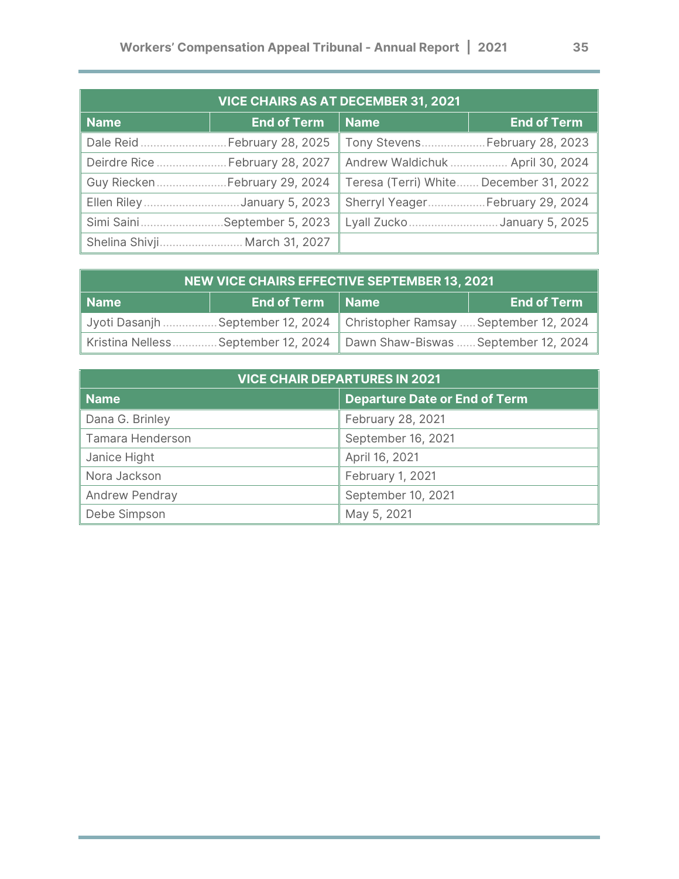| VICE CHAIRS AS AT DECEMBER 31, 2021 | | | |
|---|---|---|---|
| **Name** | **End of Term** | **Name** | **End of Term** |
| Dale Reid | February 28, 2025 | Tony Stevens | February 28, 2023 |
| Deirdre Rice | February 28, 2027 | Andrew Waldichuk | April 30, 2024 |
| Guy Riecken | February 29, 2024 | Teresa (Terri) White | December 31, 2022 |
| Ellen Riley | January 5, 2023 | Sherryl Yeager | February 29, 2024 |
| Simi Saini | September 5, 2023 | Lyall Zucko | January 5, 2025 |
| Shelina Shivji | March 31, 2027 | | |

| NEW VICE CHAIRS EFFECTIVE SEPTEMBER 13, 2021 | | | |
|---|---|---|---|
| **Name** | **End of Term** | **Name** | **End of Term** |
| Jyoti Dasanjh | September 12, 2024 | Christopher Ramsay | September 12, 2024 |
| Kristina Nelless | September 12, 2024 | Dawn Shaw-Biswas | September 12, 2024 |

| VICE CHAIR DEPARTURES IN 2021 | |
|---|---|
| **Name** | **Departure Date or End of Term** |
| Dana G. Brinley | February 28, 2021 |
| Tamara Henderson | September 16, 2021 |
| Janice Hight | April 16, 2021 |
| Nora Jackson | February 1, 2021 |
| Andrew Pendray | September 10, 2021 |
| Debe Simpson | May 5, 2021 |